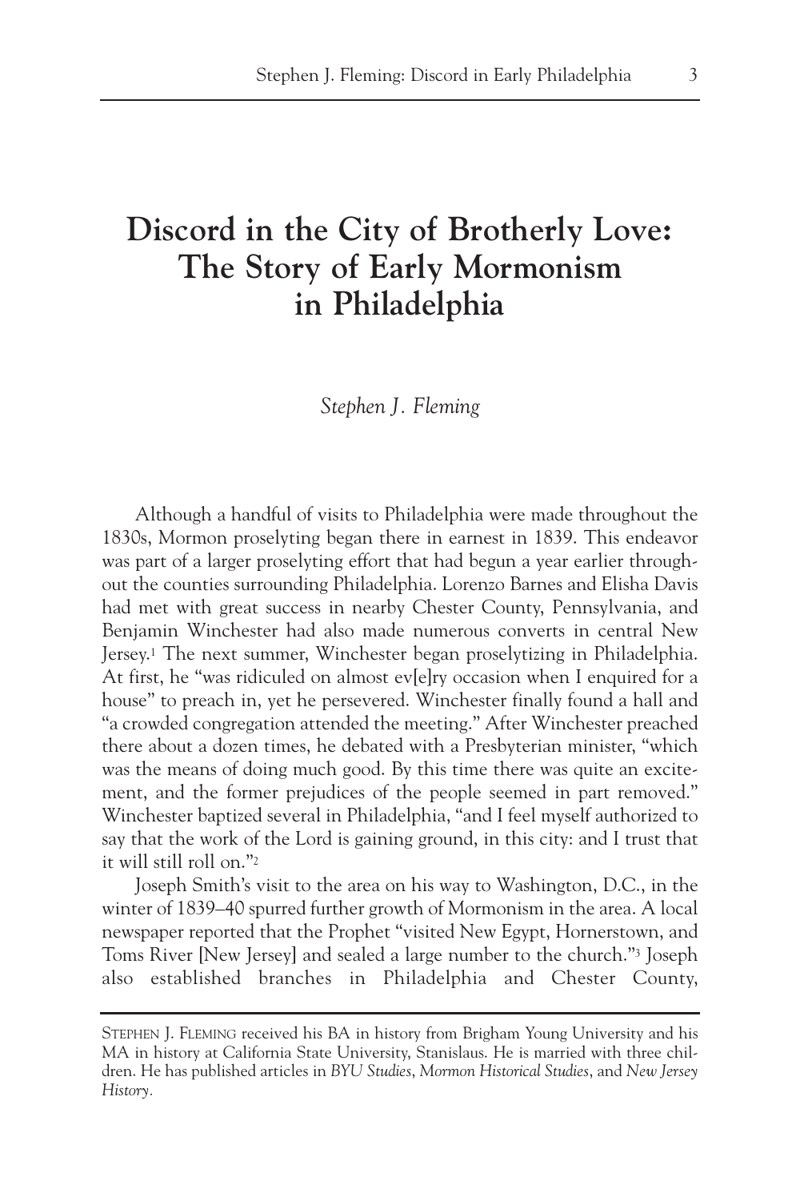# Discord in the City of Brotherly Love: The Story of Early Mormonism in Philadelphia

*Stephen J. Fleming*

Although a handful of visits to Philadelphia were made throughout the 1830s, Mormon proselyting began there in earnest in 1839. This endeavor was part of a larger proselyting effort that had begun a year earlier throughout the counties surrounding Philadelphia. Lorenzo Barnes and Elisha Davis had met with great success in nearby Chester County, Pennsylvania, and Benjamin Winchester had also made numerous converts in central New Jersey.[1] The next summer, Winchester began proselytizing in Philadelphia. At first, he "was ridiculed on almost ev[e]ry occasion when I enquired for a house" to preach in, yet he persevered. Winchester finally found a hall and "a crowded congregation attended the meeting." After Winchester preached there about a dozen times, he debated with a Presbyterian minister, "which was the means of doing much good. By this time there was quite an excitement, and the former prejudices of the people seemed in part removed." Winchester baptized several in Philadelphia, "and I feel myself authorized to say that the work of the Lord is gaining ground, in this city: and I trust that it will still roll on."[2]

Joseph Smith's visit to the area on his way to Washington, D.C., in the winter of 1839–40 spurred further growth of Mormonism in the area. A local newspaper reported that the Prophet "visited New Egypt, Hornerstown, and Toms River [New Jersey] and sealed a large number to the church."[3] Joseph also established branches in Philadelphia and Chester County,

---

STEPHEN J. FLEMING received his BA in history from Brigham Young University and his MA in history at California State University, Stanislaus. He is married with three children. He has published articles in *BYU Studies*, *Mormon Historical Studies*, and *New Jersey History*.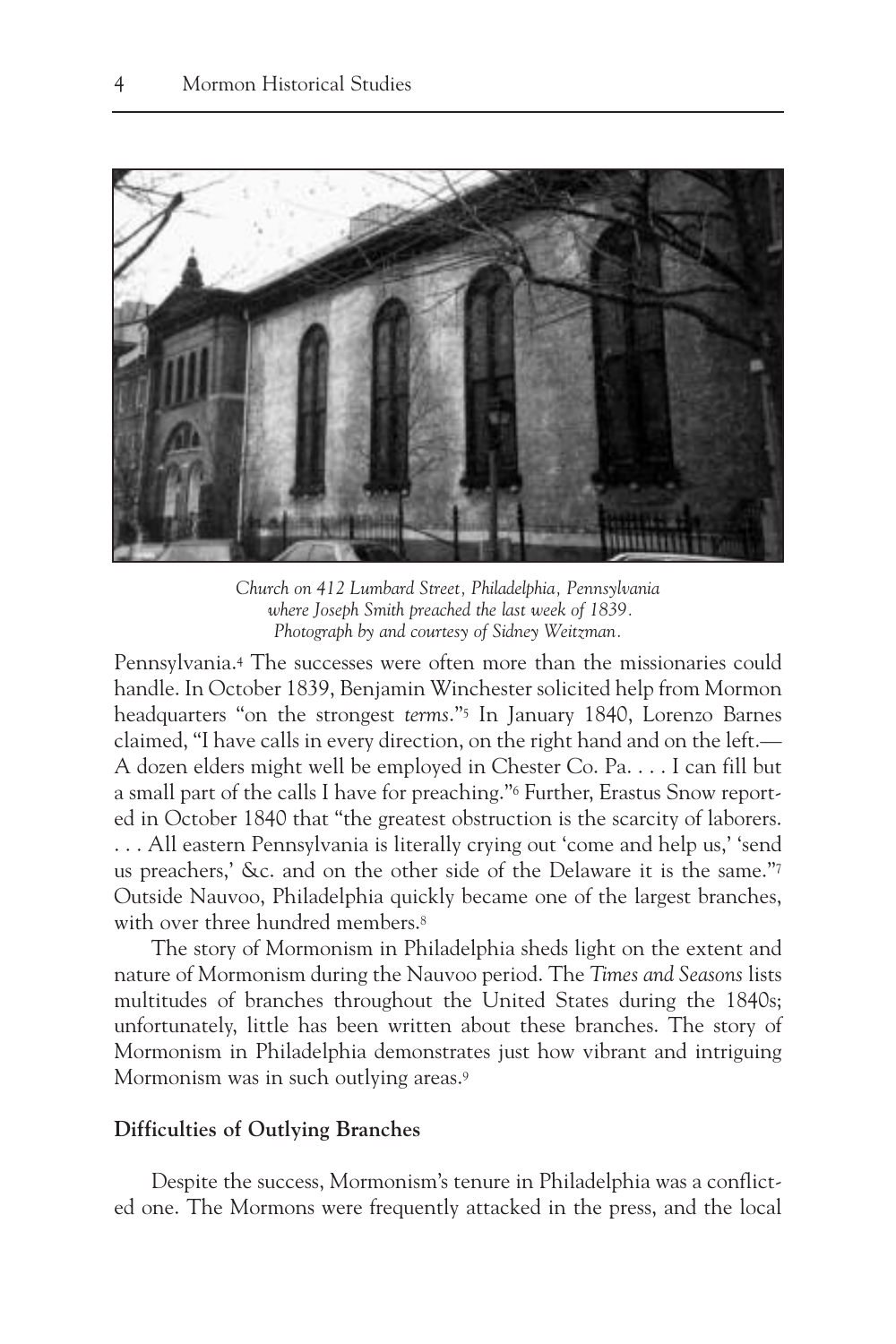*Church on 412 Lumbard Street, Philadelphia, Pennsylvania where Joseph Smith preached the last week of 1839. Photograph by and courtesy of Sidney Weitzman.*

Pennsylvania.[4] The successes were often more than the missionaries could handle. In October 1839, Benjamin Winchester solicited help from Mormon headquarters "on the strongest *terms*."[5] In January 1840, Lorenzo Barnes claimed, "I have calls in every direction, on the right hand and on the left.— A dozen elders might well be employed in Chester Co. Pa. . . . I can fill but a small part of the calls I have for preaching."[6] Further, Erastus Snow reported in October 1840 that "the greatest obstruction is the scarcity of laborers. . . . All eastern Pennsylvania is literally crying out 'come and help us,' 'send us preachers,' &c. and on the other side of the Delaware it is the same."[7] Outside Nauvoo, Philadelphia quickly became one of the largest branches, with over three hundred members.[8]

The story of Mormonism in Philadelphia sheds light on the extent and nature of Mormonism during the Nauvoo period. The *Times and Seasons* lists multitudes of branches throughout the United States during the 1840s; unfortunately, little has been written about these branches. The story of Mormonism in Philadelphia demonstrates just how vibrant and intriguing Mormonism was in such outlying areas.[9]

**Difficulties of Outlying Branches**

Despite the success, Mormonism's tenure in Philadelphia was a conflicted one. The Mormons were frequently attacked in the press, and the local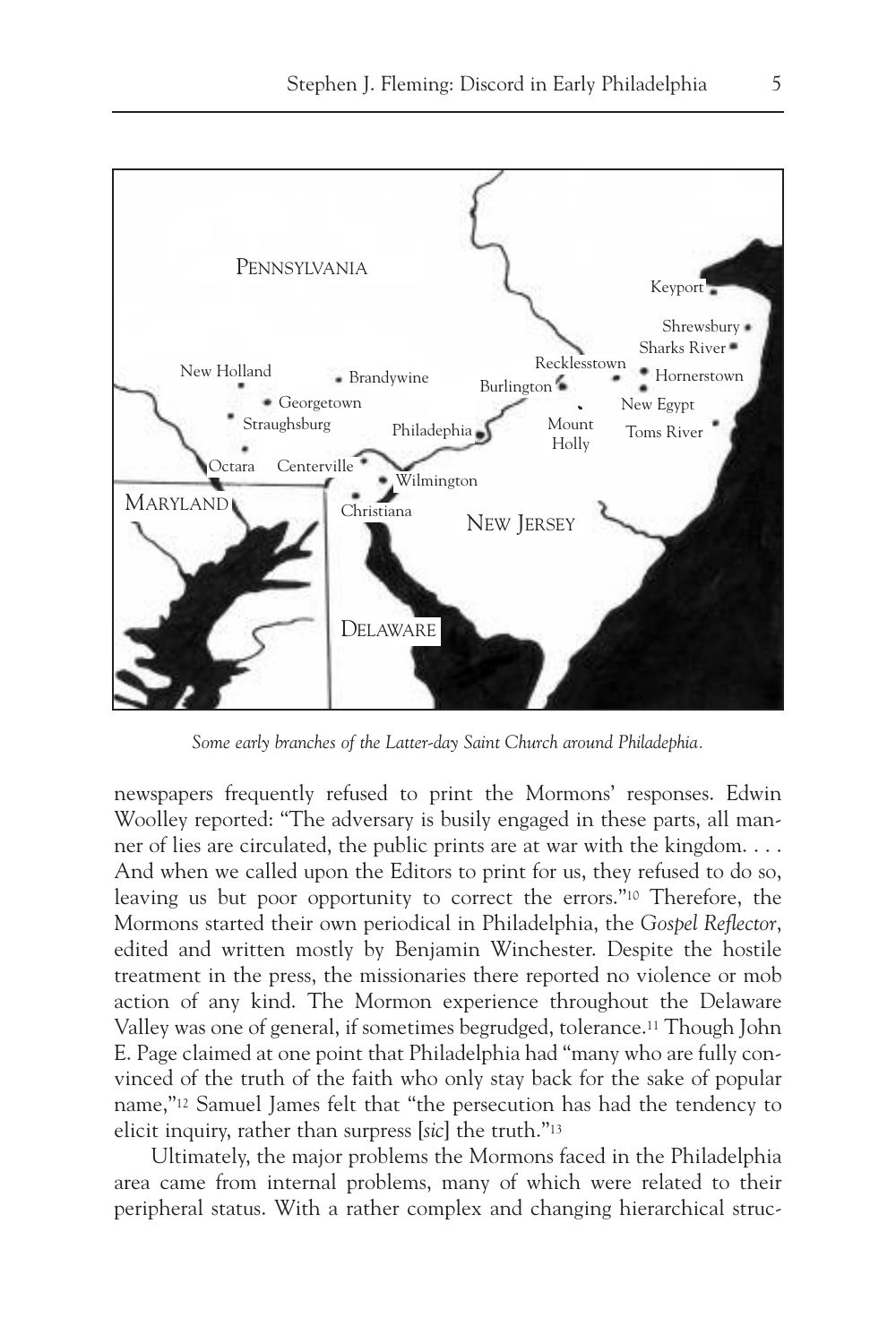*Some early branches of the Latter-day Saint Church around Philadephia.*

newspapers frequently refused to print the Mormons' responses. Edwin Woolley reported: "The adversary is busily engaged in these parts, all manner of lies are circulated, the public prints are at war with the kingdom. . . . And when we called upon the Editors to print for us, they refused to do so, leaving us but poor opportunity to correct the errors."[10] Therefore, the Mormons started their own periodical in Philadelphia, the *Gospel Reflector*, edited and written mostly by Benjamin Winchester. Despite the hostile treatment in the press, the missionaries there reported no violence or mob action of any kind. The Mormon experience throughout the Delaware Valley was one of general, if sometimes begrudged, tolerance.[11] Though John E. Page claimed at one point that Philadelphia had "many who are fully convinced of the truth of the faith who only stay back for the sake of popular name,"[12] Samuel James felt that "the persecution has had the tendency to elicit inquiry, rather than surpress [*sic*] the truth."[13]

Ultimately, the major problems the Mormons faced in the Philadelphia area came from internal problems, many of which were related to their peripheral status. With a rather complex and changing hierarchical struc-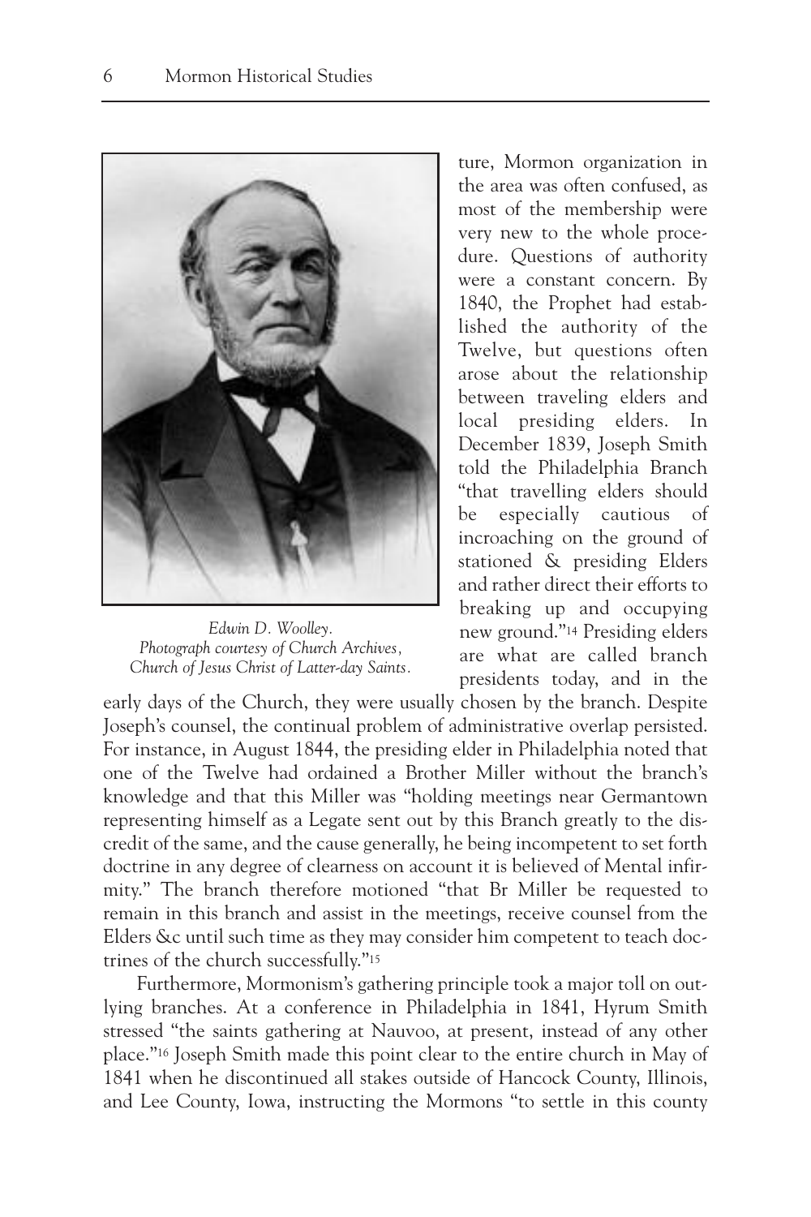*Edwin D. Woolley. Photograph courtesy of Church Archives, Church of Jesus Christ of Latter-day Saints.*

ture, Mormon organization in the area was often confused, as most of the membership were very new to the whole procedure. Questions of authority were a constant concern. By 1840, the Prophet had established the authority of the Twelve, but questions often arose about the relationship between traveling elders and local presiding elders. In December 1839, Joseph Smith told the Philadelphia Branch "that travelling elders should be especially cautious of incroaching on the ground of stationed & presiding Elders and rather direct their efforts to breaking up and occupying new ground."[14] Presiding elders are what are called branch presidents today, and in the early days of the Church, they were usually chosen by the branch. Despite Joseph's counsel, the continual problem of administrative overlap persisted. For instance, in August 1844, the presiding elder in Philadelphia noted that one of the Twelve had ordained a Brother Miller without the branch's knowledge and that this Miller was "holding meetings near Germantown representing himself as a Legate sent out by this Branch greatly to the discredit of the same, and the cause generally, he being incompetent to set forth doctrine in any degree of clearness on account it is believed of Mental infirmity." The branch therefore motioned "that Br Miller be requested to remain in this branch and assist in the meetings, receive counsel from the Elders &c until such time as they may consider him competent to teach doctrines of the church successfully."[15]

Furthermore, Mormonism's gathering principle took a major toll on outlying branches. At a conference in Philadelphia in 1841, Hyrum Smith stressed "the saints gathering at Nauvoo, at present, instead of any other place."[16] Joseph Smith made this point clear to the entire church in May of 1841 when he discontinued all stakes outside of Hancock County, Illinois, and Lee County, Iowa, instructing the Mormons "to settle in this county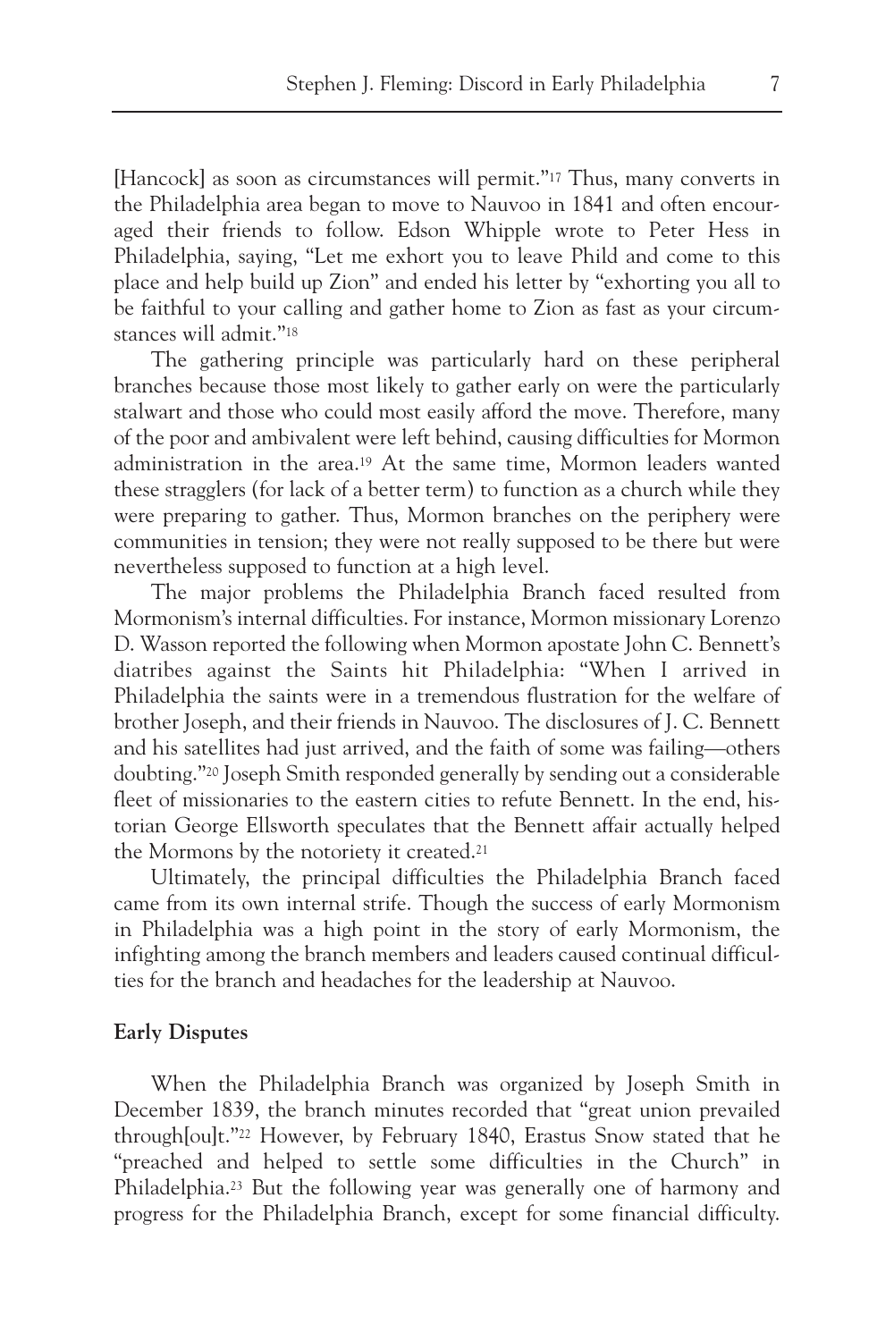[Hancock] as soon as circumstances will permit."[17] Thus, many converts in the Philadelphia area began to move to Nauvoo in 1841 and often encouraged their friends to follow. Edson Whipple wrote to Peter Hess in Philadelphia, saying, "Let me exhort you to leave Phild and come to this place and help build up Zion" and ended his letter by "exhorting you all to be faithful to your calling and gather home to Zion as fast as your circumstances will admit."[18]

The gathering principle was particularly hard on these peripheral branches because those most likely to gather early on were the particularly stalwart and those who could most easily afford the move. Therefore, many of the poor and ambivalent were left behind, causing difficulties for Mormon administration in the area.[19] At the same time, Mormon leaders wanted these stragglers (for lack of a better term) to function as a church while they were preparing to gather. Thus, Mormon branches on the periphery were communities in tension; they were not really supposed to be there but were nevertheless supposed to function at a high level.

The major problems the Philadelphia Branch faced resulted from Mormonism's internal difficulties. For instance, Mormon missionary Lorenzo D. Wasson reported the following when Mormon apostate John C. Bennett's diatribes against the Saints hit Philadelphia: "When I arrived in Philadelphia the saints were in a tremendous flustration for the welfare of brother Joseph, and their friends in Nauvoo. The disclosures of J. C. Bennett and his satellites had just arrived, and the faith of some was failing—others doubting."[20] Joseph Smith responded generally by sending out a considerable fleet of missionaries to the eastern cities to refute Bennett. In the end, historian George Ellsworth speculates that the Bennett affair actually helped the Mormons by the notoriety it created.[21]

Ultimately, the principal difficulties the Philadelphia Branch faced came from its own internal strife. Though the success of early Mormonism in Philadelphia was a high point in the story of early Mormonism, the infighting among the branch members and leaders caused continual difficulties for the branch and headaches for the leadership at Nauvoo.

### Early Disputes

When the Philadelphia Branch was organized by Joseph Smith in December 1839, the branch minutes recorded that "great union prevailed through[ou]t."[22] However, by February 1840, Erastus Snow stated that he "preached and helped to settle some difficulties in the Church" in Philadelphia.[23] But the following year was generally one of harmony and progress for the Philadelphia Branch, except for some financial difficulty.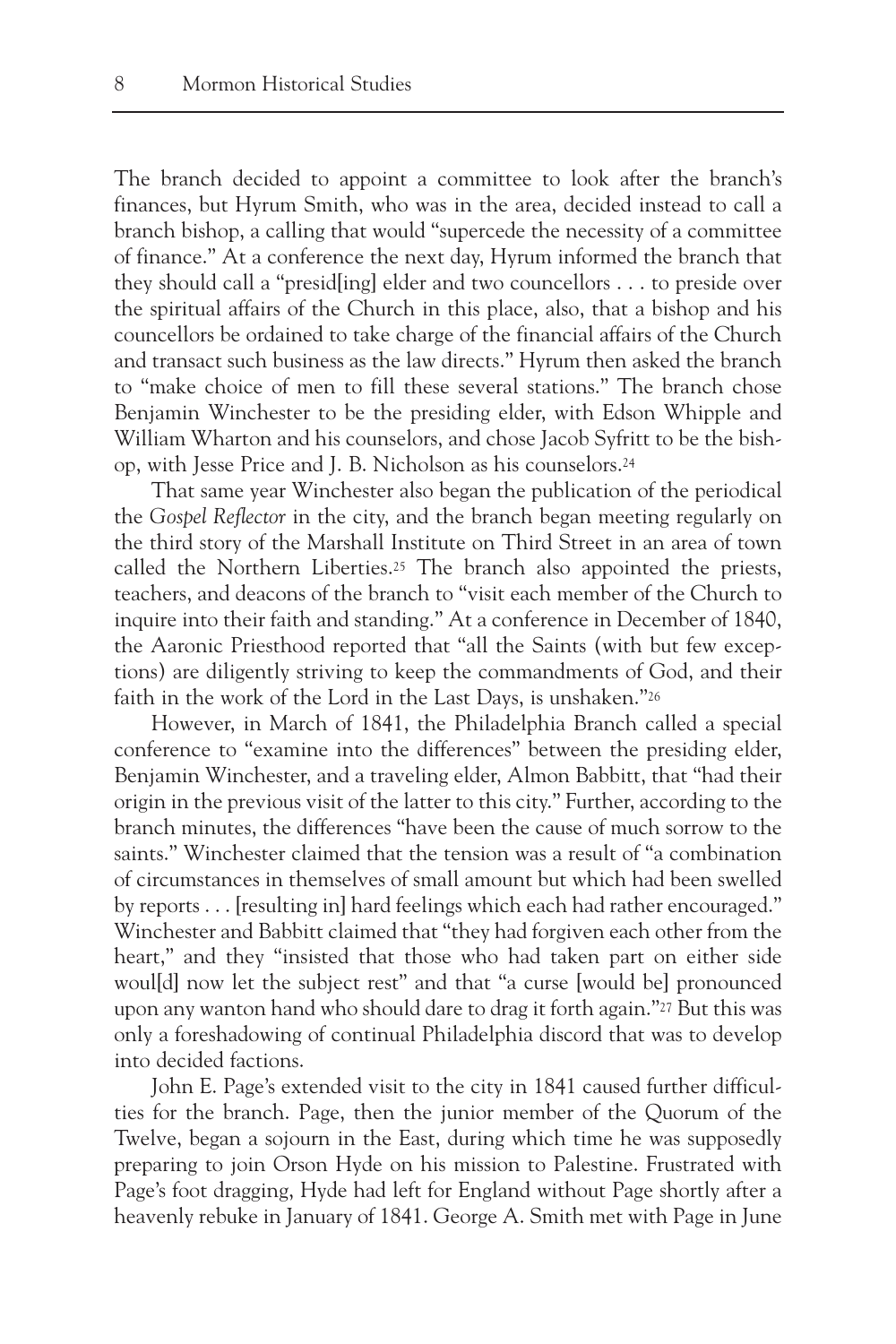The branch decided to appoint a committee to look after the branch's finances, but Hyrum Smith, who was in the area, decided instead to call a branch bishop, a calling that would "supercede the necessity of a committee of finance." At a conference the next day, Hyrum informed the branch that they should call a "presid[ing] elder and two councellors . . . to preside over the spiritual affairs of the Church in this place, also, that a bishop and his councellors be ordained to take charge of the financial affairs of the Church and transact such business as the law directs." Hyrum then asked the branch to "make choice of men to fill these several stations." The branch chose Benjamin Winchester to be the presiding elder, with Edson Whipple and William Wharton and his counselors, and chose Jacob Syfritt to be the bishop, with Jesse Price and J. B. Nicholson as his counselors.[24]

That same year Winchester also began the publication of the periodical the *Gospel Reflector* in the city, and the branch began meeting regularly on the third story of the Marshall Institute on Third Street in an area of town called the Northern Liberties.[25] The branch also appointed the priests, teachers, and deacons of the branch to "visit each member of the Church to inquire into their faith and standing." At a conference in December of 1840, the Aaronic Priesthood reported that "all the Saints (with but few exceptions) are diligently striving to keep the commandments of God, and their faith in the work of the Lord in the Last Days, is unshaken."[26]

However, in March of 1841, the Philadelphia Branch called a special conference to "examine into the differences" between the presiding elder, Benjamin Winchester, and a traveling elder, Almon Babbitt, that "had their origin in the previous visit of the latter to this city." Further, according to the branch minutes, the differences "have been the cause of much sorrow to the saints." Winchester claimed that the tension was a result of "a combination of circumstances in themselves of small amount but which had been swelled by reports . . . [resulting in] hard feelings which each had rather encouraged." Winchester and Babbitt claimed that "they had forgiven each other from the heart," and they "insisted that those who had taken part on either side woul[d] now let the subject rest" and that "a curse [would be] pronounced upon any wanton hand who should dare to drag it forth again."[27] But this was only a foreshadowing of continual Philadelphia discord that was to develop into decided factions.

John E. Page's extended visit to the city in 1841 caused further difficulties for the branch. Page, then the junior member of the Quorum of the Twelve, began a sojourn in the East, during which time he was supposedly preparing to join Orson Hyde on his mission to Palestine. Frustrated with Page's foot dragging, Hyde had left for England without Page shortly after a heavenly rebuke in January of 1841. George A. Smith met with Page in June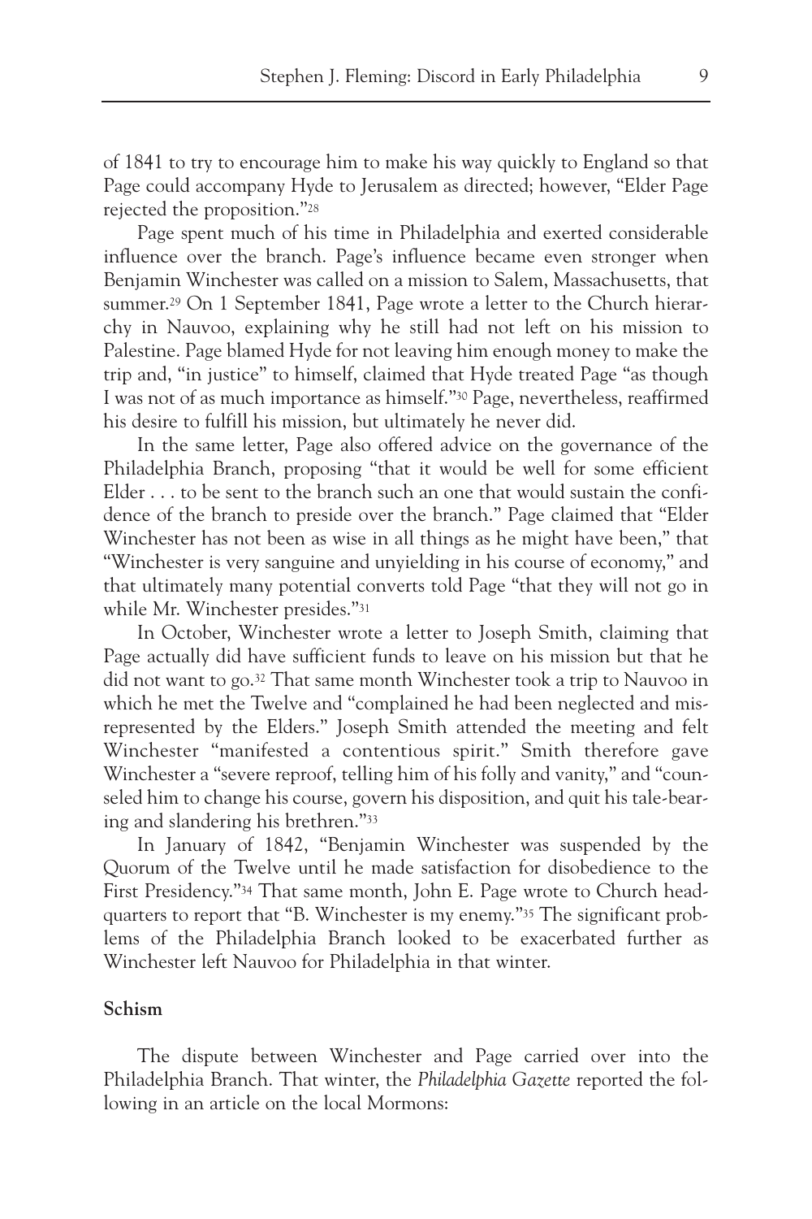of 1841 to try to encourage him to make his way quickly to England so that Page could accompany Hyde to Jerusalem as directed; however, "Elder Page rejected the proposition."[28]

Page spent much of his time in Philadelphia and exerted considerable influence over the branch. Page's influence became even stronger when Benjamin Winchester was called on a mission to Salem, Massachusetts, that summer.[29] On 1 September 1841, Page wrote a letter to the Church hierarchy in Nauvoo, explaining why he still had not left on his mission to Palestine. Page blamed Hyde for not leaving him enough money to make the trip and, "in justice" to himself, claimed that Hyde treated Page "as though I was not of as much importance as himself."[30] Page, nevertheless, reaffirmed his desire to fulfill his mission, but ultimately he never did.

In the same letter, Page also offered advice on the governance of the Philadelphia Branch, proposing "that it would be well for some efficient Elder . . . to be sent to the branch such an one that would sustain the confidence of the branch to preside over the branch." Page claimed that "Elder Winchester has not been as wise in all things as he might have been," that "Winchester is very sanguine and unyielding in his course of economy," and that ultimately many potential converts told Page "that they will not go in while Mr. Winchester presides."[31]

In October, Winchester wrote a letter to Joseph Smith, claiming that Page actually did have sufficient funds to leave on his mission but that he did not want to go.[32] That same month Winchester took a trip to Nauvoo in which he met the Twelve and "complained he had been neglected and misrepresented by the Elders." Joseph Smith attended the meeting and felt Winchester "manifested a contentious spirit." Smith therefore gave Winchester a "severe reproof, telling him of his folly and vanity," and "counseled him to change his course, govern his disposition, and quit his tale-bearing and slandering his brethren."[33]

In January of 1842, "Benjamin Winchester was suspended by the Quorum of the Twelve until he made satisfaction for disobedience to the First Presidency."[34] That same month, John E. Page wrote to Church headquarters to report that "B. Winchester is my enemy."[35] The significant problems of the Philadelphia Branch looked to be exacerbated further as Winchester left Nauvoo for Philadelphia in that winter.

## Schism

The dispute between Winchester and Page carried over into the Philadelphia Branch. That winter, the *Philadelphia Gazette* reported the following in an article on the local Mormons: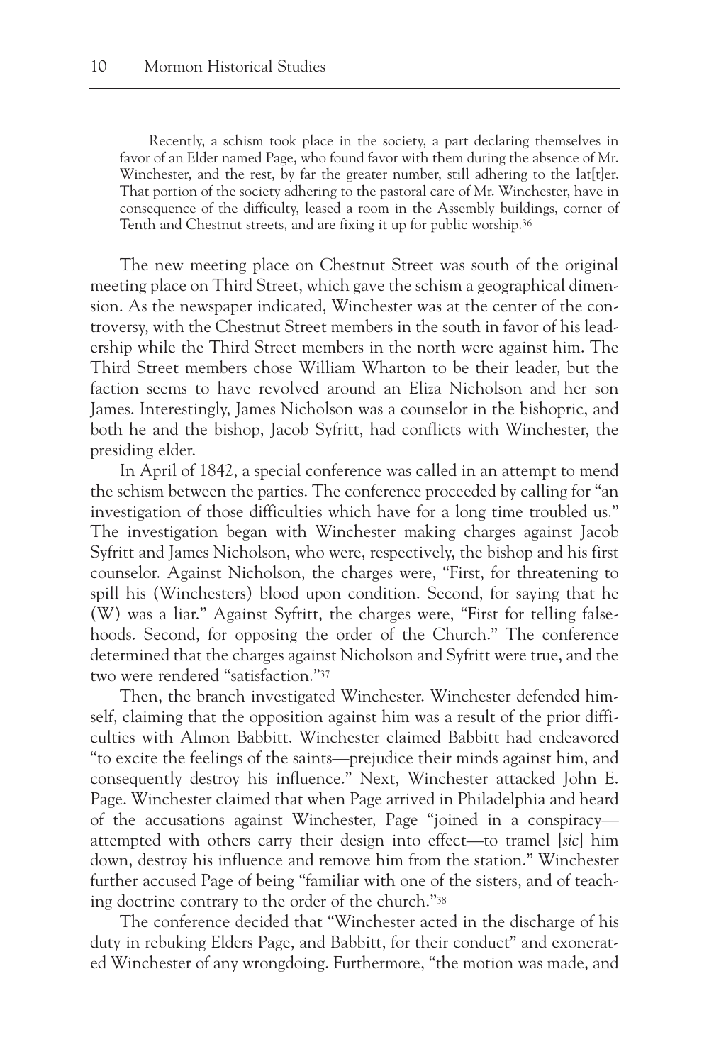> Recently, a schism took place in the society, a part declaring themselves in favor of an Elder named Page, who found favor with them during the absence of Mr. Winchester, and the rest, by far the greater number, still adhering to the lat[t]er. That portion of the society adhering to the pastoral care of Mr. Winchester, have in consequence of the difficulty, leased a room in the Assembly buildings, corner of Tenth and Chestnut streets, and are fixing it up for public worship.[36]

The new meeting place on Chestnut Street was south of the original meeting place on Third Street, which gave the schism a geographical dimension. As the newspaper indicated, Winchester was at the center of the controversy, with the Chestnut Street members in the south in favor of his leadership while the Third Street members in the north were against him. The Third Street members chose William Wharton to be their leader, but the faction seems to have revolved around an Eliza Nicholson and her son James. Interestingly, James Nicholson was a counselor in the bishopric, and both he and the bishop, Jacob Syfritt, had conflicts with Winchester, the presiding elder.

In April of 1842, a special conference was called in an attempt to mend the schism between the parties. The conference proceeded by calling for "an investigation of those difficulties which have for a long time troubled us." The investigation began with Winchester making charges against Jacob Syfritt and James Nicholson, who were, respectively, the bishop and his first counselor. Against Nicholson, the charges were, "First, for threatening to spill his (Winchesters) blood upon condition. Second, for saying that he (W) was a liar." Against Syfritt, the charges were, "First for telling falsehoods. Second, for opposing the order of the Church." The conference determined that the charges against Nicholson and Syfritt were true, and the two were rendered "satisfaction."[37]

Then, the branch investigated Winchester. Winchester defended himself, claiming that the opposition against him was a result of the prior difficulties with Almon Babbitt. Winchester claimed Babbitt had endeavored "to excite the feelings of the saints—prejudice their minds against him, and consequently destroy his influence." Next, Winchester attacked John E. Page. Winchester claimed that when Page arrived in Philadelphia and heard of the accusations against Winchester, Page "joined in a conspiracy—attempted with others carry their design into effect—to tramel [*sic*] him down, destroy his influence and remove him from the station." Winchester further accused Page of being "familiar with one of the sisters, and of teaching doctrine contrary to the order of the church."[38]

The conference decided that "Winchester acted in the discharge of his duty in rebuking Elders Page, and Babbitt, for their conduct" and exonerated Winchester of any wrongdoing. Furthermore, "the motion was made, and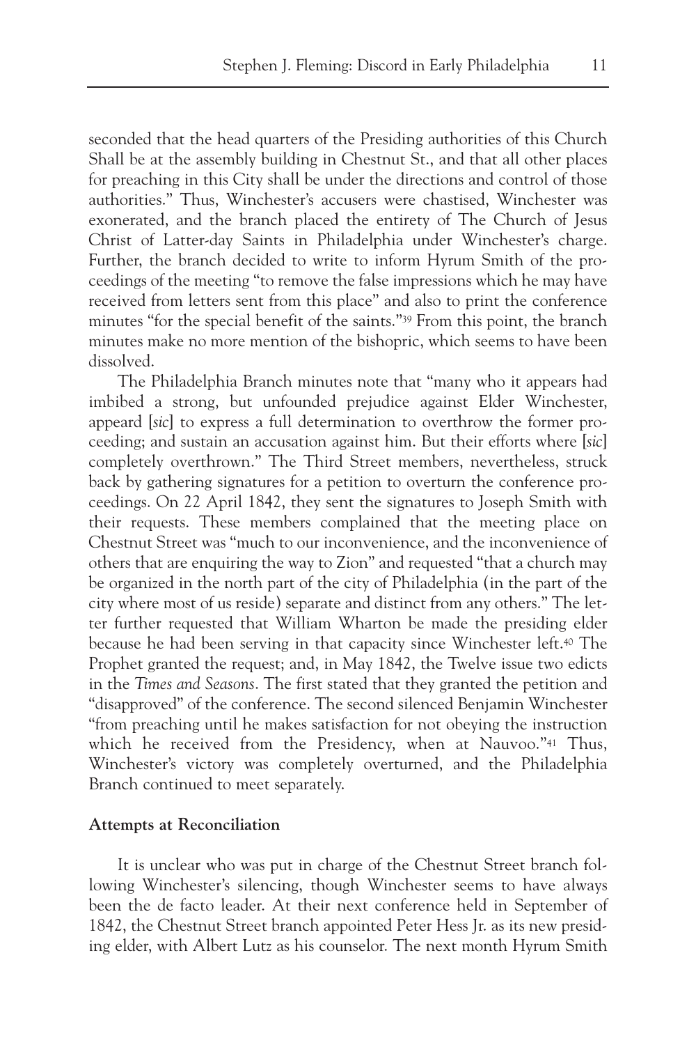seconded that the head quarters of the Presiding authorities of this Church Shall be at the assembly building in Chestnut St., and that all other places for preaching in this City shall be under the directions and control of those authorities." Thus, Winchester's accusers were chastised, Winchester was exonerated, and the branch placed the entirety of The Church of Jesus Christ of Latter-day Saints in Philadelphia under Winchester's charge. Further, the branch decided to write to inform Hyrum Smith of the proceedings of the meeting "to remove the false impressions which he may have received from letters sent from this place" and also to print the conference minutes "for the special benefit of the saints."[39] From this point, the branch minutes make no more mention of the bishopric, which seems to have been dissolved.

The Philadelphia Branch minutes note that "many who it appears had imbibed a strong, but unfounded prejudice against Elder Winchester, appeard [*sic*] to express a full determination to overthrow the former proceeding; and sustain an accusation against him. But their efforts where [*sic*] completely overthrown." The Third Street members, nevertheless, struck back by gathering signatures for a petition to overturn the conference proceedings. On 22 April 1842, they sent the signatures to Joseph Smith with their requests. These members complained that the meeting place on Chestnut Street was "much to our inconvenience, and the inconvenience of others that are enquiring the way to Zion" and requested "that a church may be organized in the north part of the city of Philadelphia (in the part of the city where most of us reside) separate and distinct from any others." The letter further requested that William Wharton be made the presiding elder because he had been serving in that capacity since Winchester left.[40] The Prophet granted the request; and, in May 1842, the Twelve issue two edicts in the *Times and Seasons*. The first stated that they granted the petition and "disapproved" of the conference. The second silenced Benjamin Winchester "from preaching until he makes satisfaction for not obeying the instruction which he received from the Presidency, when at Nauvoo."[41] Thus, Winchester's victory was completely overturned, and the Philadelphia Branch continued to meet separately.

**Attempts at Reconciliation**

It is unclear who was put in charge of the Chestnut Street branch following Winchester's silencing, though Winchester seems to have always been the de facto leader. At their next conference held in September of 1842, the Chestnut Street branch appointed Peter Hess Jr. as its new presiding elder, with Albert Lutz as his counselor. The next month Hyrum Smith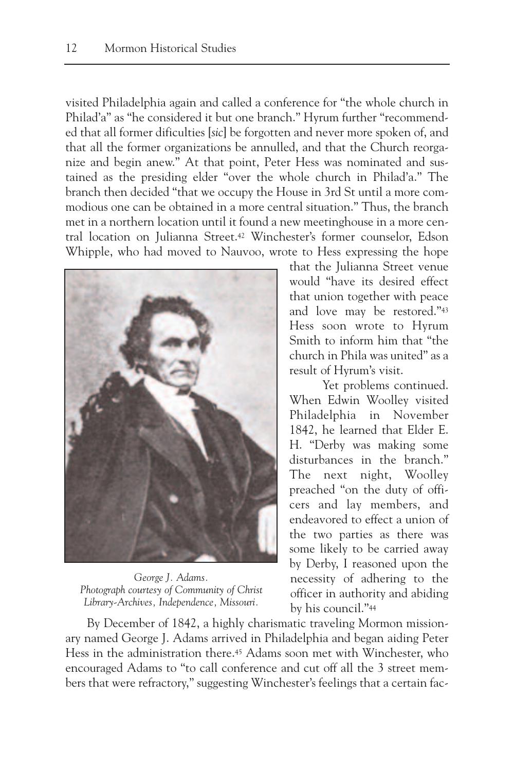visited Philadelphia again and called a conference for "the whole church in Philad'a" as "he considered it but one branch." Hyrum further "recommended that all former dificulties [*sic*] be forgotten and never more spoken of, and that all the former organizations be annulled, and that the Church reorganize and begin anew." At that point, Peter Hess was nominated and sustained as the presiding elder "over the whole church in Philad'a." The branch then decided "that we occupy the House in 3rd St until a more commodious one can be obtained in a more central situation." Thus, the branch met in a northern location until it found a new meetinghouse in a more central location on Julianna Street.[42] Winchester's former counselor, Edson Whipple, who had moved to Nauvoo, wrote to Hess expressing the hope that the Julianna Street venue would "have its desired effect that union together with peace and love may be restored."[43] Hess soon wrote to Hyrum Smith to inform him that "the church in Phila was united" as a result of Hyrum's visit.

*George J. Adams.*
*Photograph courtesy of Community of Christ Library-Archives, Independence, Missouri.*

Yet problems continued. When Edwin Woolley visited Philadelphia in November 1842, he learned that Elder E. H. "Derby was making some disturbances in the branch." The next night, Woolley preached "on the duty of officers and lay members, and endeavored to effect a union of the two parties as there was some likely to be carried away by Derby, I reasoned upon the necessity of adhering to the officer in authority and abiding by his council."[44]

By December of 1842, a highly charismatic traveling Mormon missionary named George J. Adams arrived in Philadelphia and began aiding Peter Hess in the administration there.[45] Adams soon met with Winchester, who encouraged Adams to "to call conference and cut off all the 3 street members that were refractory," suggesting Winchester's feelings that a certain fac-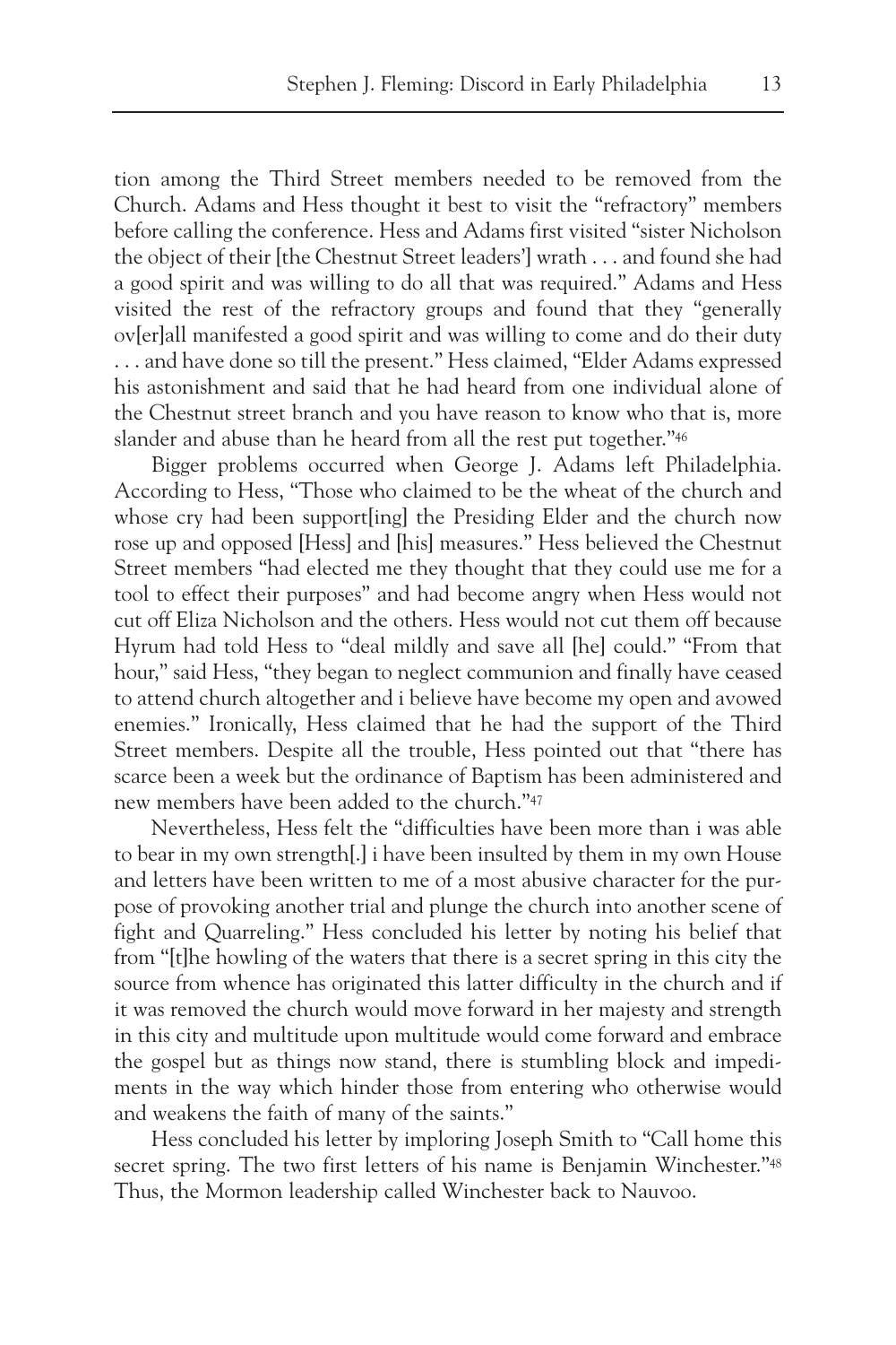tion among the Third Street members needed to be removed from the Church. Adams and Hess thought it best to visit the "refractory" members before calling the conference. Hess and Adams first visited "sister Nicholson the object of their [the Chestnut Street leaders'] wrath . . . and found she had a good spirit and was willing to do all that was required." Adams and Hess visited the rest of the refractory groups and found that they "generally ov[er]all manifested a good spirit and was willing to come and do their duty . . . and have done so till the present." Hess claimed, "Elder Adams expressed his astonishment and said that he had heard from one individual alone of the Chestnut street branch and you have reason to know who that is, more slander and abuse than he heard from all the rest put together."[46]

Bigger problems occurred when George J. Adams left Philadelphia. According to Hess, "Those who claimed to be the wheat of the church and whose cry had been support[ing] the Presiding Elder and the church now rose up and opposed [Hess] and [his] measures." Hess believed the Chestnut Street members "had elected me they thought that they could use me for a tool to effect their purposes" and had become angry when Hess would not cut off Eliza Nicholson and the others. Hess would not cut them off because Hyrum had told Hess to "deal mildly and save all [he] could." "From that hour," said Hess, "they began to neglect communion and finally have ceased to attend church altogether and i believe have become my open and avowed enemies." Ironically, Hess claimed that he had the support of the Third Street members. Despite all the trouble, Hess pointed out that "there has scarce been a week but the ordinance of Baptism has been administered and new members have been added to the church."[47]

Nevertheless, Hess felt the "difficulties have been more than i was able to bear in my own strength[.] i have been insulted by them in my own House and letters have been written to me of a most abusive character for the purpose of provoking another trial and plunge the church into another scene of fight and Quarreling." Hess concluded his letter by noting his belief that from "[t]he howling of the waters that there is a secret spring in this city the source from whence has originated this latter difficulty in the church and if it was removed the church would move forward in her majesty and strength in this city and multitude upon multitude would come forward and embrace the gospel but as things now stand, there is stumbling block and impediments in the way which hinder those from entering who otherwise would and weakens the faith of many of the saints."

Hess concluded his letter by imploring Joseph Smith to "Call home this secret spring. The two first letters of his name is Benjamin Winchester."[48] Thus, the Mormon leadership called Winchester back to Nauvoo.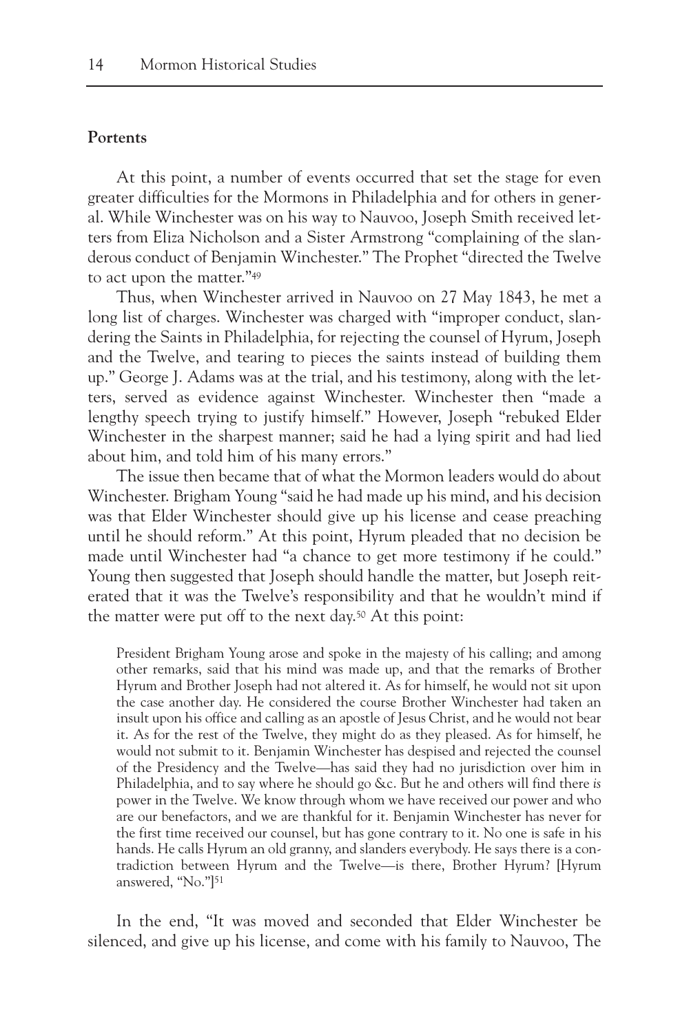## Portents

At this point, a number of events occurred that set the stage for even greater difficulties for the Mormons in Philadelphia and for others in general. While Winchester was on his way to Nauvoo, Joseph Smith received letters from Eliza Nicholson and a Sister Armstrong "complaining of the slanderous conduct of Benjamin Winchester." The Prophet "directed the Twelve to act upon the matter."[49]

Thus, when Winchester arrived in Nauvoo on 27 May 1843, he met a long list of charges. Winchester was charged with "improper conduct, slandering the Saints in Philadelphia, for rejecting the counsel of Hyrum, Joseph and the Twelve, and tearing to pieces the saints instead of building them up." George J. Adams was at the trial, and his testimony, along with the letters, served as evidence against Winchester. Winchester then "made a lengthy speech trying to justify himself." However, Joseph "rebuked Elder Winchester in the sharpest manner; said he had a lying spirit and had lied about him, and told him of his many errors."

The issue then became that of what the Mormon leaders would do about Winchester. Brigham Young "said he had made up his mind, and his decision was that Elder Winchester should give up his license and cease preaching until he should reform." At this point, Hyrum pleaded that no decision be made until Winchester had "a chance to get more testimony if he could." Young then suggested that Joseph should handle the matter, but Joseph reiterated that it was the Twelve's responsibility and that he wouldn't mind if the matter were put off to the next day.[50] At this point:

> President Brigham Young arose and spoke in the majesty of his calling; and among other remarks, said that his mind was made up, and that the remarks of Brother Hyrum and Brother Joseph had not altered it. As for himself, he would not sit upon the case another day. He considered the course Brother Winchester had taken an insult upon his office and calling as an apostle of Jesus Christ, and he would not bear it. As for the rest of the Twelve, they might do as they pleased. As for himself, he would not submit to it. Benjamin Winchester has despised and rejected the counsel of the Presidency and the Twelve—has said they had no jurisdiction over him in Philadelphia, and to say where he should go &c. But he and others will find there *is* power in the Twelve. We know through whom we have received our power and who are our benefactors, and we are thankful for it. Benjamin Winchester has never for the first time received our counsel, but has gone contrary to it. No one is safe in his hands. He calls Hyrum an old granny, and slanders everybody. He says there is a contradiction between Hyrum and the Twelve—is there, Brother Hyrum? [Hyrum answered, "No."][51]

In the end, "It was moved and seconded that Elder Winchester be silenced, and give up his license, and come with his family to Nauvoo, The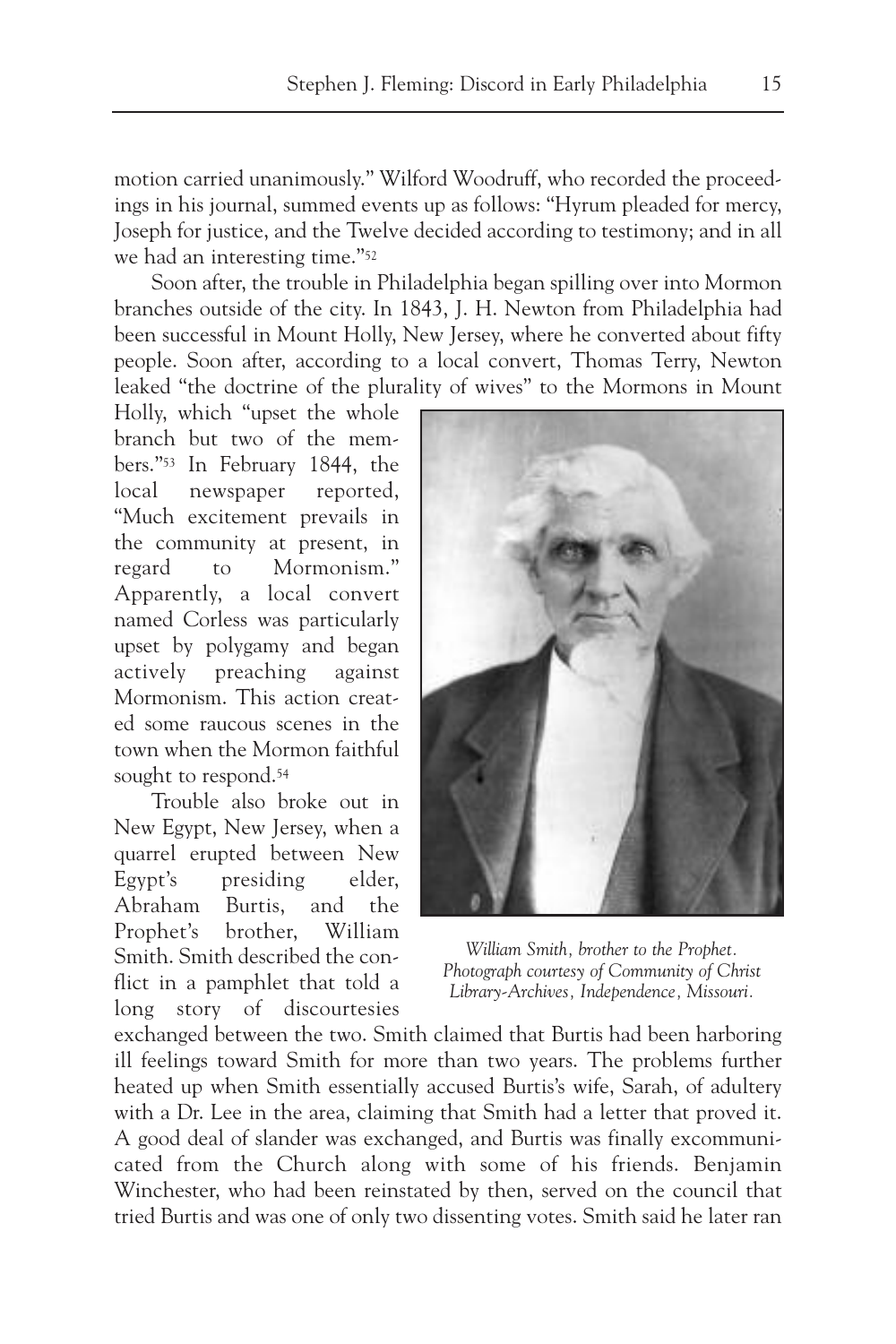motion carried unanimously." Wilford Woodruff, who recorded the proceedings in his journal, summed events up as follows: "Hyrum pleaded for mercy, Joseph for justice, and the Twelve decided according to testimony; and in all we had an interesting time."[52]

Soon after, the trouble in Philadelphia began spilling over into Mormon branches outside of the city. In 1843, J. H. Newton from Philadelphia had been successful in Mount Holly, New Jersey, where he converted about fifty people. Soon after, according to a local convert, Thomas Terry, Newton leaked "the doctrine of the plurality of wives" to the Mormons in Mount Holly, which "upset the whole branch but two of the members."[53] In February 1844, the local newspaper reported, "Much excitement prevails in the community at present, in regard to Mormonism." Apparently, a local convert named Corless was particularly upset by polygamy and began actively preaching against Mormonism. This action created some raucous scenes in the town when the Mormon faithful sought to respond.[54]

*William Smith, brother to the Prophet. Photograph courtesy of Community of Christ Library-Archives, Independence, Missouri.*

Trouble also broke out in New Egypt, New Jersey, when a quarrel erupted between New Egypt's presiding elder, Abraham Burtis, and the Prophet's brother, William Smith. Smith described the conflict in a pamphlet that told a long story of discourtesies exchanged between the two. Smith claimed that Burtis had been harboring ill feelings toward Smith for more than two years. The problems further heated up when Smith essentially accused Burtis's wife, Sarah, of adultery with a Dr. Lee in the area, claiming that Smith had a letter that proved it. A good deal of slander was exchanged, and Burtis was finally excommunicated from the Church along with some of his friends. Benjamin Winchester, who had been reinstated by then, served on the council that tried Burtis and was one of only two dissenting votes. Smith said he later ran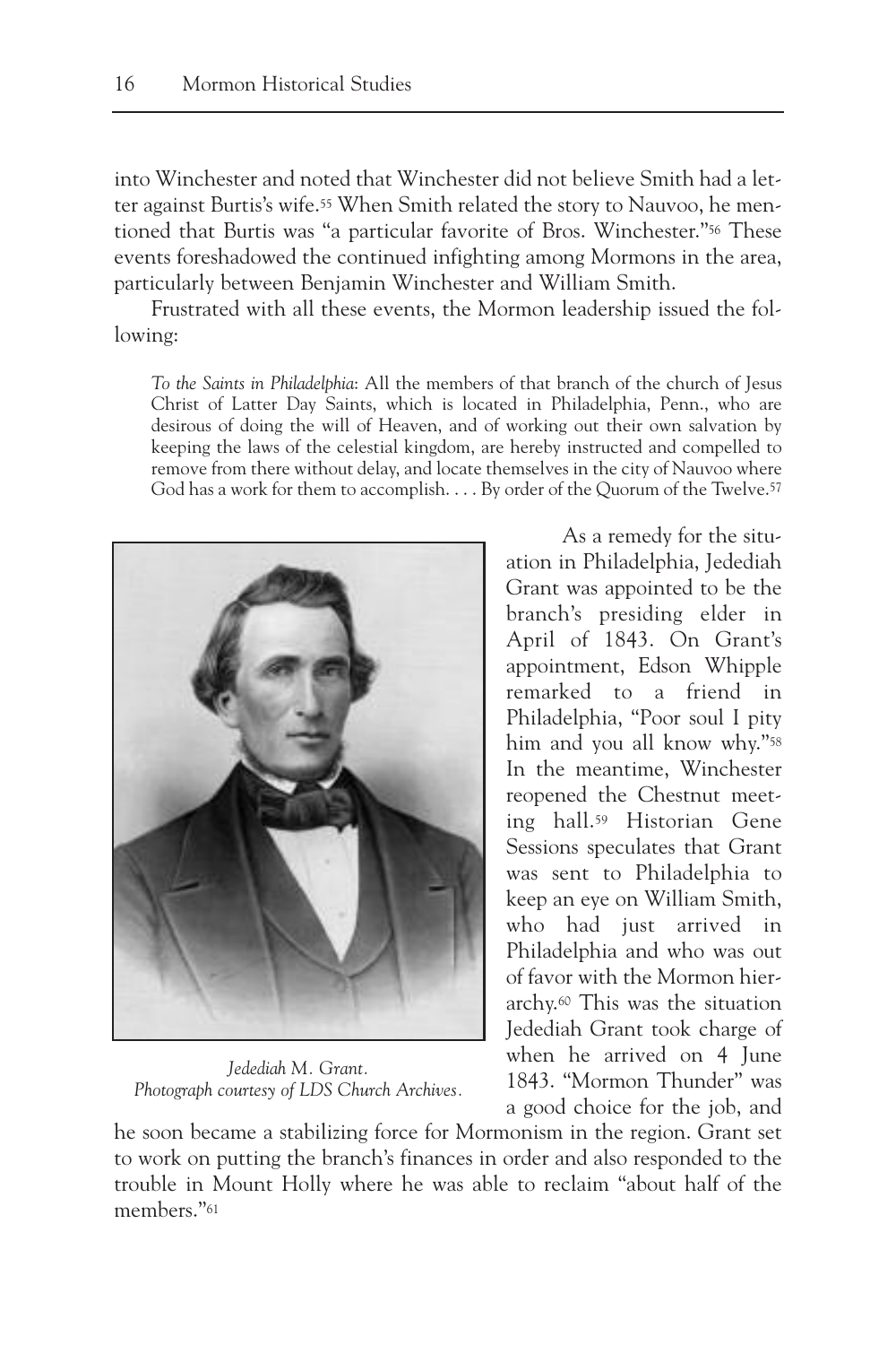into Winchester and noted that Winchester did not believe Smith had a letter against Burtis's wife.[55] When Smith related the story to Nauvoo, he mentioned that Burtis was "a particular favorite of Bros. Winchester."[56] These events foreshadowed the continued infighting among Mormons in the area, particularly between Benjamin Winchester and William Smith.

Frustrated with all these events, the Mormon leadership issued the following:

> *To the Saints in Philadelphia*: All the members of that branch of the church of Jesus Christ of Latter Day Saints, which is located in Philadelphia, Penn., who are desirous of doing the will of Heaven, and of working out their own salvation by keeping the laws of the celestial kingdom, are hereby instructed and compelled to remove from there without delay, and locate themselves in the city of Nauvoo where God has a work for them to accomplish. . . . By order of the Quorum of the Twelve.[57]

*Jedediah M. Grant. Photograph courtesy of LDS Church Archives.*

As a remedy for the situation in Philadelphia, Jedediah Grant was appointed to be the branch's presiding elder in April of 1843. On Grant's appointment, Edson Whipple remarked to a friend in Philadelphia, "Poor soul I pity him and you all know why."[58] In the meantime, Winchester reopened the Chestnut meeting hall.[59] Historian Gene Sessions speculates that Grant was sent to Philadelphia to keep an eye on William Smith, who had just arrived in Philadelphia and who was out of favor with the Mormon hierarchy.[60] This was the situation Jedediah Grant took charge of when he arrived on 4 June 1843. "Mormon Thunder" was a good choice for the job, and he soon became a stabilizing force for Mormonism in the region. Grant set to work on putting the branch's finances in order and also responded to the trouble in Mount Holly where he was able to reclaim "about half of the members."[61]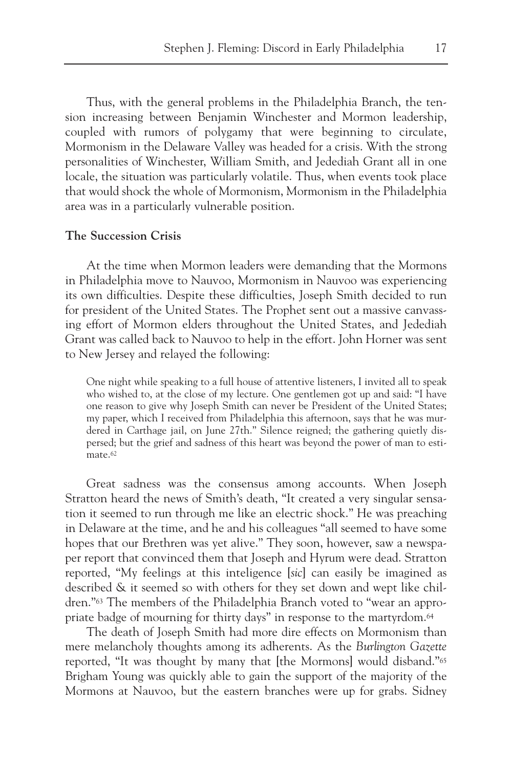Thus, with the general problems in the Philadelphia Branch, the tension increasing between Benjamin Winchester and Mormon leadership, coupled with rumors of polygamy that were beginning to circulate, Mormonism in the Delaware Valley was headed for a crisis. With the strong personalities of Winchester, William Smith, and Jedediah Grant all in one locale, the situation was particularly volatile. Thus, when events took place that would shock the whole of Mormonism, Mormonism in the Philadelphia area was in a particularly vulnerable position.

**The Succession Crisis**

At the time when Mormon leaders were demanding that the Mormons in Philadelphia move to Nauvoo, Mormonism in Nauvoo was experiencing its own difficulties. Despite these difficulties, Joseph Smith decided to run for president of the United States. The Prophet sent out a massive canvassing effort of Mormon elders throughout the United States, and Jedediah Grant was called back to Nauvoo to help in the effort. John Horner was sent to New Jersey and relayed the following:

> One night while speaking to a full house of attentive listeners, I invited all to speak who wished to, at the close of my lecture. One gentlemen got up and said: "I have one reason to give why Joseph Smith can never be President of the United States; my paper, which I received from Philadelphia this afternoon, says that he was murdered in Carthage jail, on June 27th." Silence reigned; the gathering quietly dispersed; but the grief and sadness of this heart was beyond the power of man to estimate.[62]

Great sadness was the consensus among accounts. When Joseph Stratton heard the news of Smith's death, "It created a very singular sensation it seemed to run through me like an electric shock." He was preaching in Delaware at the time, and he and his colleagues "all seemed to have some hopes that our Brethren was yet alive." They soon, however, saw a newspaper report that convinced them that Joseph and Hyrum were dead. Stratton reported, "My feelings at this inteligence [*sic*] can easily be imagined as described & it seemed so with others for they set down and wept like children."[63] The members of the Philadelphia Branch voted to "wear an appropriate badge of mourning for thirty days" in response to the martyrdom.[64]

The death of Joseph Smith had more dire effects on Mormonism than mere melancholy thoughts among its adherents. As the *Burlington Gazette* reported, "It was thought by many that [the Mormons] would disband."[65] Brigham Young was quickly able to gain the support of the majority of the Mormons at Nauvoo, but the eastern branches were up for grabs. Sidney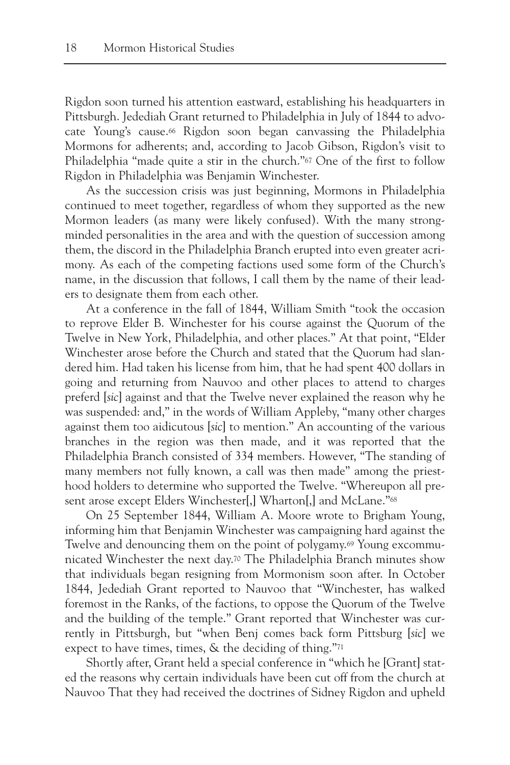Rigdon soon turned his attention eastward, establishing his headquarters in Pittsburgh. Jedediah Grant returned to Philadelphia in July of 1844 to advocate Young's cause.[66] Rigdon soon began canvassing the Philadelphia Mormons for adherents; and, according to Jacob Gibson, Rigdon's visit to Philadelphia "made quite a stir in the church."[67] One of the first to follow Rigdon in Philadelphia was Benjamin Winchester.

As the succession crisis was just beginning, Mormons in Philadelphia continued to meet together, regardless of whom they supported as the new Mormon leaders (as many were likely confused). With the many strong-minded personalities in the area and with the question of succession among them, the discord in the Philadelphia Branch erupted into even greater acrimony. As each of the competing factions used some form of the Church's name, in the discussion that follows, I call them by the name of their leaders to designate them from each other.

At a conference in the fall of 1844, William Smith "took the occasion to reprove Elder B. Winchester for his course against the Quorum of the Twelve in New York, Philadelphia, and other places." At that point, "Elder Winchester arose before the Church and stated that the Quorum had slandered him. Had taken his license from him, that he had spent 400 dollars in going and returning from Nauvoo and other places to attend to charges preferd [*sic*] against and that the Twelve never explained the reason why he was suspended: and," in the words of William Appleby, "many other charges against them too aidicutous [*sic*] to mention." An accounting of the various branches in the region was then made, and it was reported that the Philadelphia Branch consisted of 334 members. However, "The standing of many members not fully known, a call was then made" among the priesthood holders to determine who supported the Twelve. "Whereupon all present arose except Elders Winchester[,] Wharton[,] and McLane."[68]

On 25 September 1844, William A. Moore wrote to Brigham Young, informing him that Benjamin Winchester was campaigning hard against the Twelve and denouncing them on the point of polygamy.[69] Young excommunicated Winchester the next day.[70] The Philadelphia Branch minutes show that individuals began resigning from Mormonism soon after. In October 1844, Jedediah Grant reported to Nauvoo that "Winchester, has walked foremost in the Ranks, of the factions, to oppose the Quorum of the Twelve and the building of the temple." Grant reported that Winchester was currently in Pittsburgh, but "when Benj comes back form Pittsburg [*sic*] we expect to have times, times, & the deciding of thing."[71]

Shortly after, Grant held a special conference in "which he [Grant] stated the reasons why certain individuals have been cut off from the church at Nauvoo That they had received the doctrines of Sidney Rigdon and upheld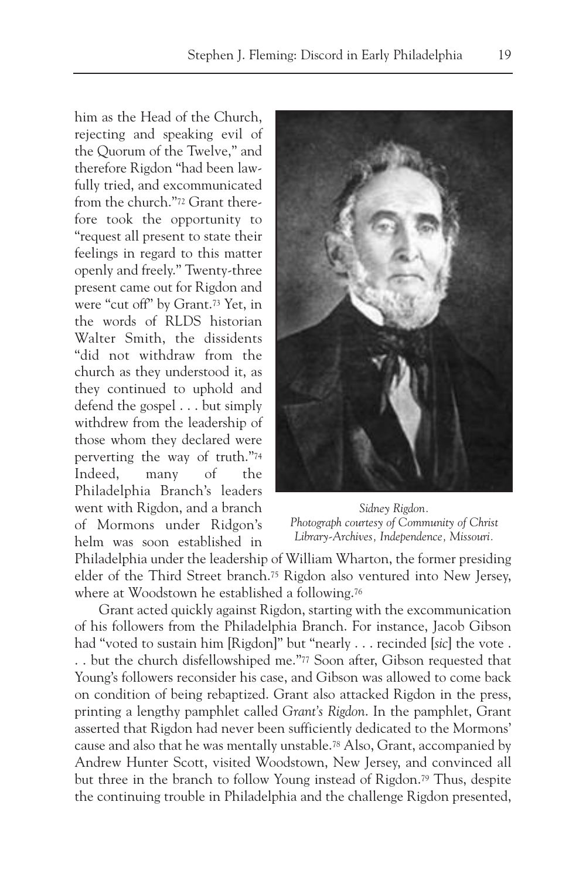him as the Head of the Church, rejecting and speaking evil of the Quorum of the Twelve," and therefore Rigdon "had been lawfully tried, and excommunicated from the church."[72] Grant therefore took the opportunity to "request all present to state their feelings in regard to this matter openly and freely." Twenty-three present came out for Rigdon and were "cut off" by Grant.[73] Yet, in the words of RLDS historian Walter Smith, the dissidents "did not withdraw from the church as they understood it, as they continued to uphold and defend the gospel . . . but simply withdrew from the leadership of those whom they declared were perverting the way of truth."[74] Indeed, many of the Philadelphia Branch's leaders went with Rigdon, and a branch of Mormons under Ridgon's helm was soon established in Philadelphia under the leadership of William Wharton, the former presiding elder of the Third Street branch.[75] Rigdon also ventured into New Jersey, where at Woodstown he established a following.[76]

*Sidney Rigdon.*
*Photograph courtesy of Community of Christ Library-Archives, Independence, Missouri.*

Grant acted quickly against Rigdon, starting with the excommunication of his followers from the Philadelphia Branch. For instance, Jacob Gibson had "voted to sustain him [Rigdon]" but "nearly . . . recinded [*sic*] the vote . . . but the church disfellowshiped me."[77] Soon after, Gibson requested that Young's followers reconsider his case, and Gibson was allowed to come back on condition of being rebaptized. Grant also attacked Rigdon in the press, printing a lengthy pamphlet called *Grant's Rigdon*. In the pamphlet, Grant asserted that Rigdon had never been sufficiently dedicated to the Mormons' cause and also that he was mentally unstable.[78] Also, Grant, accompanied by Andrew Hunter Scott, visited Woodstown, New Jersey, and convinced all but three in the branch to follow Young instead of Rigdon.[79] Thus, despite the continuing trouble in Philadelphia and the challenge Rigdon presented,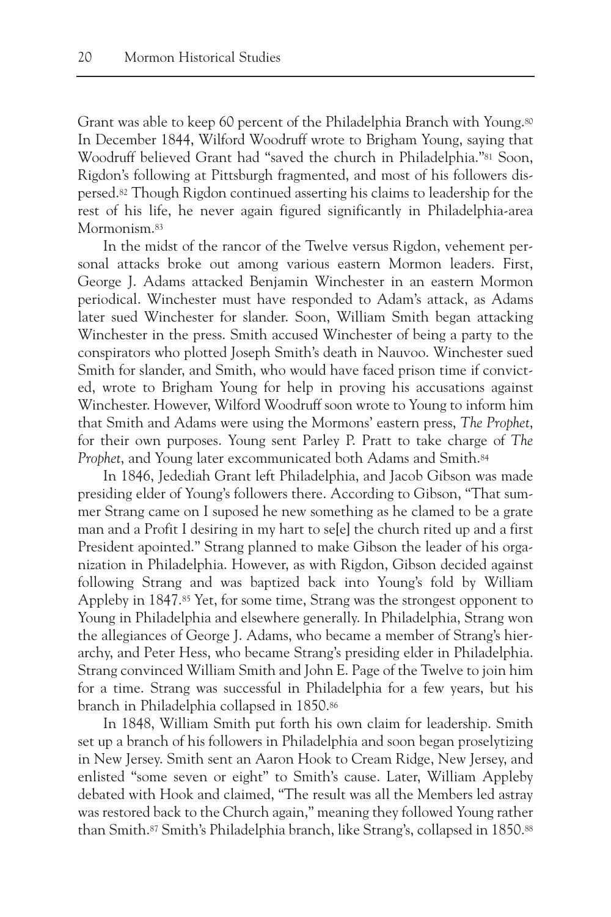Grant was able to keep 60 percent of the Philadelphia Branch with Young.[80] In December 1844, Wilford Woodruff wrote to Brigham Young, saying that Woodruff believed Grant had "saved the church in Philadelphia."[81] Soon, Rigdon's following at Pittsburgh fragmented, and most of his followers dispersed.[82] Though Rigdon continued asserting his claims to leadership for the rest of his life, he never again figured significantly in Philadelphia-area Mormonism.[83]

In the midst of the rancor of the Twelve versus Rigdon, vehement personal attacks broke out among various eastern Mormon leaders. First, George J. Adams attacked Benjamin Winchester in an eastern Mormon periodical. Winchester must have responded to Adam's attack, as Adams later sued Winchester for slander. Soon, William Smith began attacking Winchester in the press. Smith accused Winchester of being a party to the conspirators who plotted Joseph Smith's death in Nauvoo. Winchester sued Smith for slander, and Smith, who would have faced prison time if convicted, wrote to Brigham Young for help in proving his accusations against Winchester. However, Wilford Woodruff soon wrote to Young to inform him that Smith and Adams were using the Mormons' eastern press, *The Prophet*, for their own purposes. Young sent Parley P. Pratt to take charge of *The Prophet*, and Young later excommunicated both Adams and Smith.[84]

In 1846, Jedediah Grant left Philadelphia, and Jacob Gibson was made presiding elder of Young's followers there. According to Gibson, "That summer Strang came on I suposed he new something as he clamed to be a grate man and a Profit I desiring in my hart to se[e] the church rited up and a first President apointed." Strang planned to make Gibson the leader of his organization in Philadelphia. However, as with Rigdon, Gibson decided against following Strang and was baptized back into Young's fold by William Appleby in 1847.[85] Yet, for some time, Strang was the strongest opponent to Young in Philadelphia and elsewhere generally. In Philadelphia, Strang won the allegiances of George J. Adams, who became a member of Strang's hierarchy, and Peter Hess, who became Strang's presiding elder in Philadelphia. Strang convinced William Smith and John E. Page of the Twelve to join him for a time. Strang was successful in Philadelphia for a few years, but his branch in Philadelphia collapsed in 1850.[86]

In 1848, William Smith put forth his own claim for leadership. Smith set up a branch of his followers in Philadelphia and soon began proselytizing in New Jersey. Smith sent an Aaron Hook to Cream Ridge, New Jersey, and enlisted "some seven or eight" to Smith's cause. Later, William Appleby debated with Hook and claimed, "The result was all the Members led astray was restored back to the Church again," meaning they followed Young rather than Smith.[87] Smith's Philadelphia branch, like Strang's, collapsed in 1850.[88]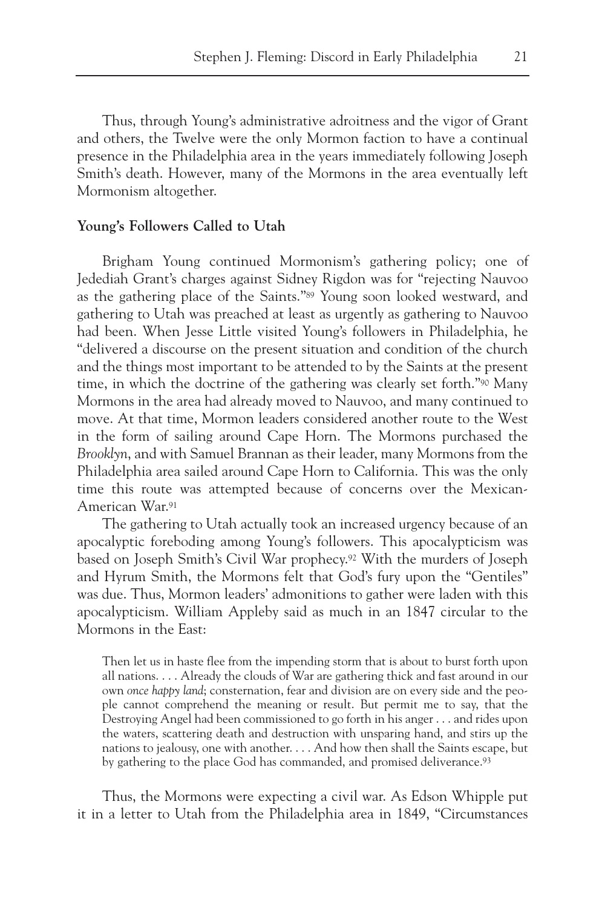Thus, through Young's administrative adroitness and the vigor of Grant and others, the Twelve were the only Mormon faction to have a continual presence in the Philadelphia area in the years immediately following Joseph Smith's death. However, many of the Mormons in the area eventually left Mormonism altogether.

**Young's Followers Called to Utah**

Brigham Young continued Mormonism's gathering policy; one of Jedediah Grant's charges against Sidney Rigdon was for "rejecting Nauvoo as the gathering place of the Saints."[89] Young soon looked westward, and gathering to Utah was preached at least as urgently as gathering to Nauvoo had been. When Jesse Little visited Young's followers in Philadelphia, he "delivered a discourse on the present situation and condition of the church and the things most important to be attended to by the Saints at the present time, in which the doctrine of the gathering was clearly set forth."[90] Many Mormons in the area had already moved to Nauvoo, and many continued to move. At that time, Mormon leaders considered another route to the West in the form of sailing around Cape Horn. The Mormons purchased the *Brooklyn*, and with Samuel Brannan as their leader, many Mormons from the Philadelphia area sailed around Cape Horn to California. This was the only time this route was attempted because of concerns over the Mexican-American War.[91]

The gathering to Utah actually took an increased urgency because of an apocalyptic foreboding among Young's followers. This apocalypticism was based on Joseph Smith's Civil War prophecy.[92] With the murders of Joseph and Hyrum Smith, the Mormons felt that God's fury upon the "Gentiles" was due. Thus, Mormon leaders' admonitions to gather were laden with this apocalypticism. William Appleby said as much in an 1847 circular to the Mormons in the East:

> Then let us in haste flee from the impending storm that is about to burst forth upon all nations. . . . Already the clouds of War are gathering thick and fast around in our own *once happy land*; consternation, fear and division are on every side and the people cannot comprehend the meaning or result. But permit me to say, that the Destroying Angel had been commissioned to go forth in his anger . . . and rides upon the waters, scattering death and destruction with unsparing hand, and stirs up the nations to jealousy, one with another. . . . And how then shall the Saints escape, but by gathering to the place God has commanded, and promised deliverance.[93]

Thus, the Mormons were expecting a civil war. As Edson Whipple put it in a letter to Utah from the Philadelphia area in 1849, "Circumstances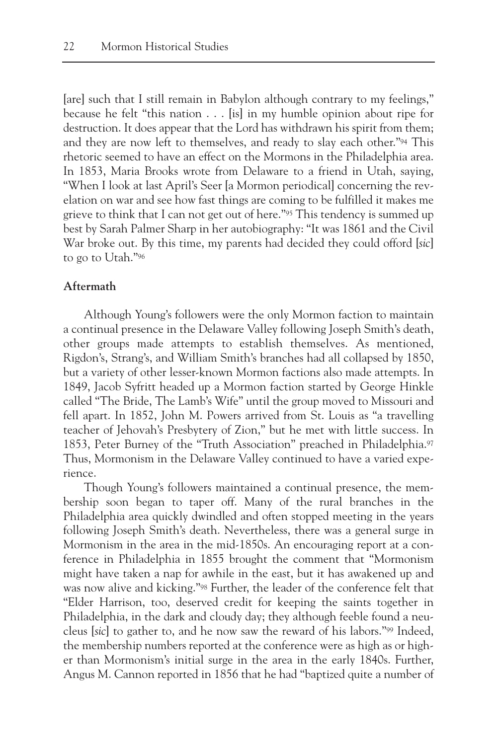[are] such that I still remain in Babylon although contrary to my feelings," because he felt "this nation . . . [is] in my humble opinion about ripe for destruction. It does appear that the Lord has withdrawn his spirit from them; and they are now left to themselves, and ready to slay each other."[94] This rhetoric seemed to have an effect on the Mormons in the Philadelphia area. In 1853, Maria Brooks wrote from Delaware to a friend in Utah, saying, "When I look at last April's Seer [a Mormon periodical] concerning the revelation on war and see how fast things are coming to be fulfilled it makes me grieve to think that I can not get out of here."[95] This tendency is summed up best by Sarah Palmer Sharp in her autobiography: "It was 1861 and the Civil War broke out. By this time, my parents had decided they could offord [*sic*] to go to Utah."[96]

**Aftermath**

Although Young's followers were the only Mormon faction to maintain a continual presence in the Delaware Valley following Joseph Smith's death, other groups made attempts to establish themselves. As mentioned, Rigdon's, Strang's, and William Smith's branches had all collapsed by 1850, but a variety of other lesser-known Mormon factions also made attempts. In 1849, Jacob Syfritt headed up a Mormon faction started by George Hinkle called "The Bride, The Lamb's Wife" until the group moved to Missouri and fell apart. In 1852, John M. Powers arrived from St. Louis as "a travelling teacher of Jehovah's Presbytery of Zion," but he met with little success. In 1853, Peter Burney of the "Truth Association" preached in Philadelphia.[97] Thus, Mormonism in the Delaware Valley continued to have a varied experience.

Though Young's followers maintained a continual presence, the membership soon began to taper off. Many of the rural branches in the Philadelphia area quickly dwindled and often stopped meeting in the years following Joseph Smith's death. Nevertheless, there was a general surge in Mormonism in the area in the mid-1850s. An encouraging report at a conference in Philadelphia in 1855 brought the comment that "Mormonism might have taken a nap for awhile in the east, but it has awakened up and was now alive and kicking."[98] Further, the leader of the conference felt that "Elder Harrison, too, deserved credit for keeping the saints together in Philadelphia, in the dark and cloudy day; they although feeble found a neucleus [*sic*] to gather to, and he now saw the reward of his labors."[99] Indeed, the membership numbers reported at the conference were as high as or higher than Mormonism's initial surge in the area in the early 1840s. Further, Angus M. Cannon reported in 1856 that he had "baptized quite a number of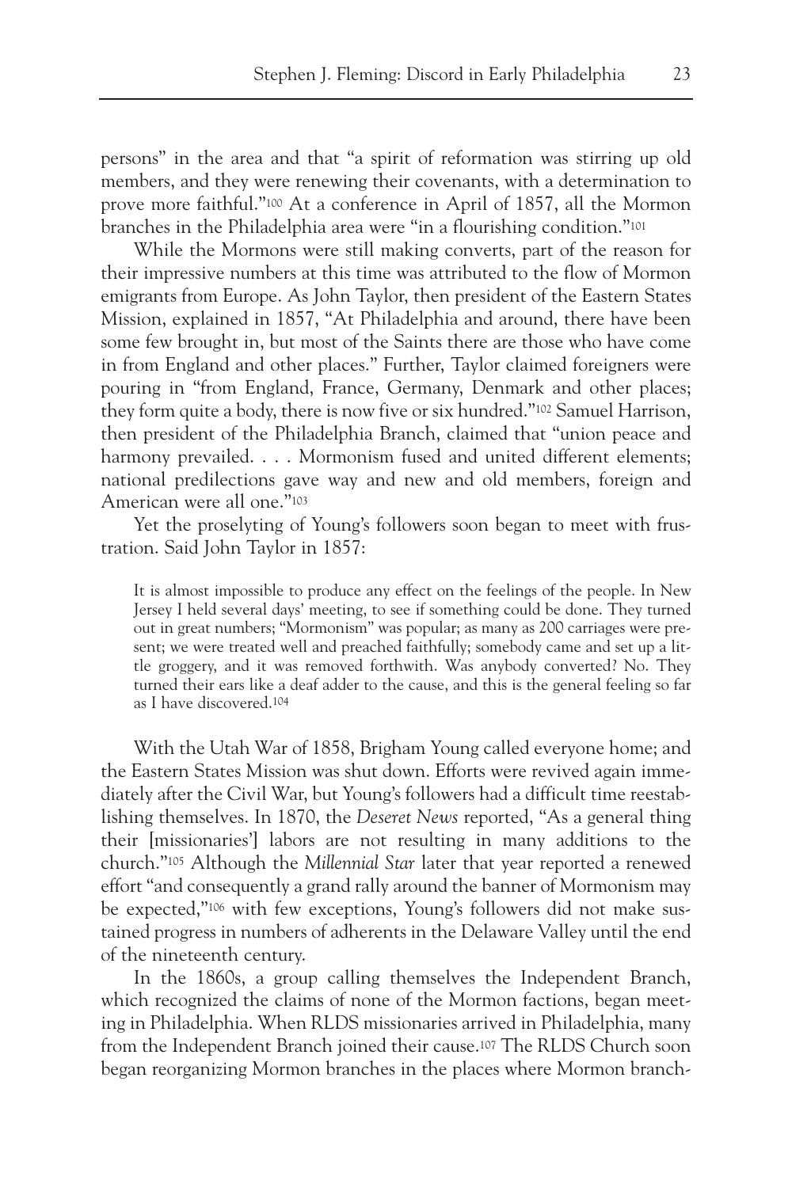persons" in the area and that "a spirit of reformation was stirring up old members, and they were renewing their covenants, with a determination to prove more faithful."[100] At a conference in April of 1857, all the Mormon branches in the Philadelphia area were "in a flourishing condition."[101]

While the Mormons were still making converts, part of the reason for their impressive numbers at this time was attributed to the flow of Mormon emigrants from Europe. As John Taylor, then president of the Eastern States Mission, explained in 1857, "At Philadelphia and around, there have been some few brought in, but most of the Saints there are those who have come in from England and other places." Further, Taylor claimed foreigners were pouring in "from England, France, Germany, Denmark and other places; they form quite a body, there is now five or six hundred."[102] Samuel Harrison, then president of the Philadelphia Branch, claimed that "union peace and harmony prevailed. . . . Mormonism fused and united different elements; national predilections gave way and new and old members, foreign and American were all one."[103]

Yet the proselyting of Young's followers soon began to meet with frustration. Said John Taylor in 1857:

> It is almost impossible to produce any effect on the feelings of the people. In New Jersey I held several days' meeting, to see if something could be done. They turned out in great numbers; "Mormonism" was popular; as many as 200 carriages were present; we were treated well and preached faithfully; somebody came and set up a little groggery, and it was removed forthwith. Was anybody converted? No. They turned their ears like a deaf adder to the cause, and this is the general feeling so far as I have discovered.[104]

With the Utah War of 1858, Brigham Young called everyone home; and the Eastern States Mission was shut down. Efforts were revived again immediately after the Civil War, but Young's followers had a difficult time reestablishing themselves. In 1870, the *Deseret News* reported, "As a general thing their [missionaries'] labors are not resulting in many additions to the church."[105] Although the *Millennial Star* later that year reported a renewed effort "and consequently a grand rally around the banner of Mormonism may be expected,"[106] with few exceptions, Young's followers did not make sustained progress in numbers of adherents in the Delaware Valley until the end of the nineteenth century.

In the 1860s, a group calling themselves the Independent Branch, which recognized the claims of none of the Mormon factions, began meeting in Philadelphia. When RLDS missionaries arrived in Philadelphia, many from the Independent Branch joined their cause.[107] The RLDS Church soon began reorganizing Mormon branches in the places where Mormon branch-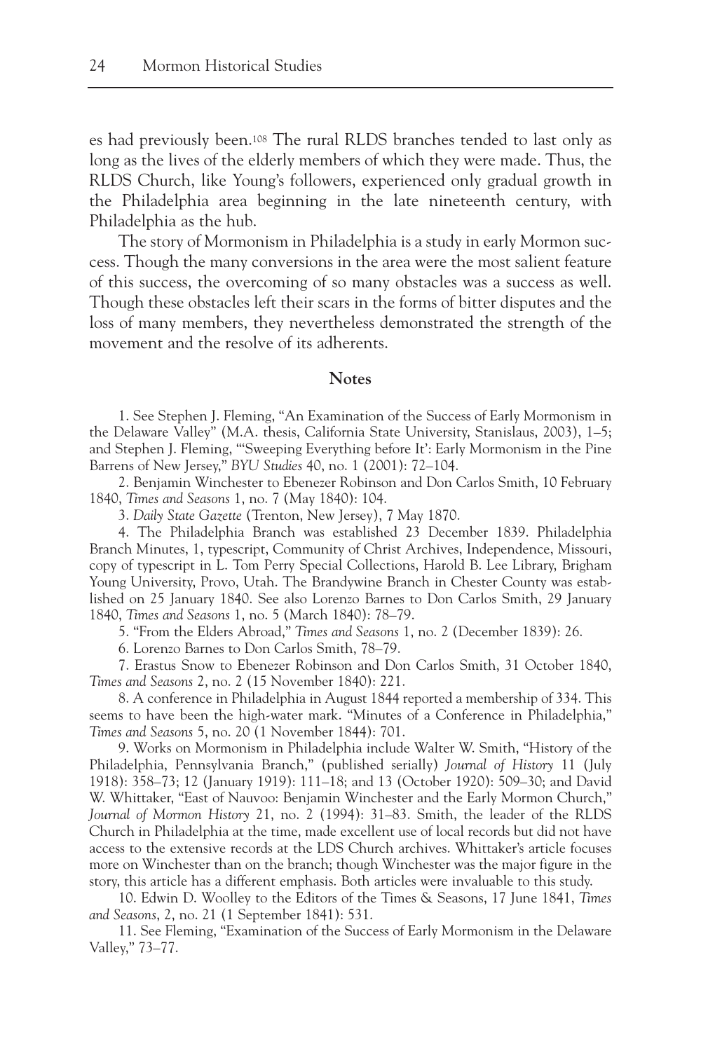es had previously been.[108] The rural RLDS branches tended to last only as long as the lives of the elderly members of which they were made. Thus, the RLDS Church, like Young's followers, experienced only gradual growth in the Philadelphia area beginning in the late nineteenth century, with Philadelphia as the hub.

The story of Mormonism in Philadelphia is a study in early Mormon success. Though the many conversions in the area were the most salient feature of this success, the overcoming of so many obstacles was a success as well. Though these obstacles left their scars in the forms of bitter disputes and the loss of many members, they nevertheless demonstrated the strength of the movement and the resolve of its adherents.

## Notes

1. See Stephen J. Fleming, "An Examination of the Success of Early Mormonism in the Delaware Valley" (M.A. thesis, California State University, Stanislaus, 2003), 1–5; and Stephen J. Fleming, "'Sweeping Everything before It': Early Mormonism in the Pine Barrens of New Jersey," *BYU Studies* 40, no. 1 (2001): 72–104.

2. Benjamin Winchester to Ebenezer Robinson and Don Carlos Smith, 10 February 1840, *Times and Seasons* 1, no. 7 (May 1840): 104.

3. *Daily State Gazette* (Trenton, New Jersey), 7 May 1870.

4. The Philadelphia Branch was established 23 December 1839. Philadelphia Branch Minutes, 1, typescript, Community of Christ Archives, Independence, Missouri, copy of typescript in L. Tom Perry Special Collections, Harold B. Lee Library, Brigham Young University, Provo, Utah. The Brandywine Branch in Chester County was established on 25 January 1840. See also Lorenzo Barnes to Don Carlos Smith, 29 January 1840, *Times and Seasons* 1, no. 5 (March 1840): 78–79.

5. "From the Elders Abroad," *Times and Seasons* 1, no. 2 (December 1839): 26.

6. Lorenzo Barnes to Don Carlos Smith, 78–79.

7. Erastus Snow to Ebenezer Robinson and Don Carlos Smith, 31 October 1840, *Times and Seasons* 2, no. 2 (15 November 1840): 221.

8. A conference in Philadelphia in August 1844 reported a membership of 334. This seems to have been the high-water mark. "Minutes of a Conference in Philadelphia," *Times and Seasons* 5, no. 20 (1 November 1844): 701.

9. Works on Mormonism in Philadelphia include Walter W. Smith, "History of the Philadelphia, Pennsylvania Branch," (published serially) *Journal of History* 11 (July 1918): 358–73; 12 (January 1919): 111–18; and 13 (October 1920): 509–30; and David W. Whittaker, "East of Nauvoo: Benjamin Winchester and the Early Mormon Church," *Journal of Mormon History* 21, no. 2 (1994): 31–83. Smith, the leader of the RLDS Church in Philadelphia at the time, made excellent use of local records but did not have access to the extensive records at the LDS Church archives. Whittaker's article focuses more on Winchester than on the branch; though Winchester was the major figure in the story, this article has a different emphasis. Both articles were invaluable to this study.

10. Edwin D. Woolley to the Editors of the Times & Seasons, 17 June 1841, *Times and Seasons*, 2, no. 21 (1 September 1841): 531.

11. See Fleming, "Examination of the Success of Early Mormonism in the Delaware Valley," 73–77.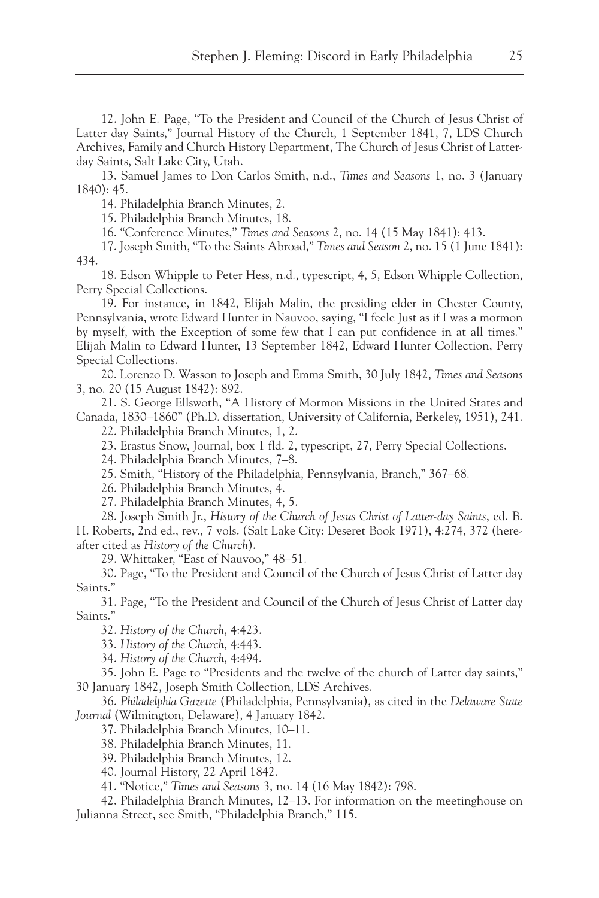12. John E. Page, "To the President and Council of the Church of Jesus Christ of Latter day Saints," Journal History of the Church, 1 September 1841, 7, LDS Church Archives, Family and Church History Department, The Church of Jesus Christ of Latter-day Saints, Salt Lake City, Utah.

13. Samuel James to Don Carlos Smith, n.d., *Times and Seasons* 1, no. 3 (January 1840): 45.

14. Philadelphia Branch Minutes, 2.

15. Philadelphia Branch Minutes, 18.

16. "Conference Minutes," *Times and Seasons* 2, no. 14 (15 May 1841): 413.

17. Joseph Smith, "To the Saints Abroad," *Times and Season* 2, no. 15 (1 June 1841): 434.

18. Edson Whipple to Peter Hess, n.d., typescript, 4, 5, Edson Whipple Collection, Perry Special Collections.

19. For instance, in 1842, Elijah Malin, the presiding elder in Chester County, Pennsylvania, wrote Edward Hunter in Nauvoo, saying, "I feele Just as if I was a mormon by myself, with the Exception of some few that I can put confidence in at all times." Elijah Malin to Edward Hunter, 13 September 1842, Edward Hunter Collection, Perry Special Collections.

20. Lorenzo D. Wasson to Joseph and Emma Smith, 30 July 1842, *Times and Seasons* 3, no. 20 (15 August 1842): 892.

21. S. George Ellswoth, "A History of Mormon Missions in the United States and Canada, 1830–1860" (Ph.D. dissertation, University of California, Berkeley, 1951), 241.

22. Philadelphia Branch Minutes, 1, 2.

23. Erastus Snow, Journal, box 1 fld. 2, typescript, 27, Perry Special Collections.

24. Philadelphia Branch Minutes, 7–8.

25. Smith, "History of the Philadelphia, Pennsylvania, Branch," 367–68.

26. Philadelphia Branch Minutes, 4.

27. Philadelphia Branch Minutes, 4, 5.

28. Joseph Smith Jr., *History of the Church of Jesus Christ of Latter-day Saints*, ed. B. H. Roberts, 2nd ed., rev., 7 vols. (Salt Lake City: Deseret Book 1971), 4:274, 372 (hereafter cited as *History of the Church*).

29. Whittaker, "East of Nauvoo," 48–51.

30. Page, "To the President and Council of the Church of Jesus Christ of Latter day Saints."

31. Page, "To the President and Council of the Church of Jesus Christ of Latter day Saints."

32. *History of the Church*, 4:423.

33. *History of the Church*, 4:443.

34. *History of the Church*, 4:494.

35. John E. Page to "Presidents and the twelve of the church of Latter day saints," 30 January 1842, Joseph Smith Collection, LDS Archives.

36. *Philadelphia Gazette* (Philadelphia, Pennsylvania), as cited in the *Delaware State Journal* (Wilmington, Delaware), 4 January 1842.

37. Philadelphia Branch Minutes, 10–11.

38. Philadelphia Branch Minutes, 11.

39. Philadelphia Branch Minutes, 12.

40. Journal History, 22 April 1842.

41. "Notice," *Times and Seasons* 3, no. 14 (16 May 1842): 798.

42. Philadelphia Branch Minutes, 12–13. For information on the meetinghouse on Julianna Street, see Smith, "Philadelphia Branch," 115.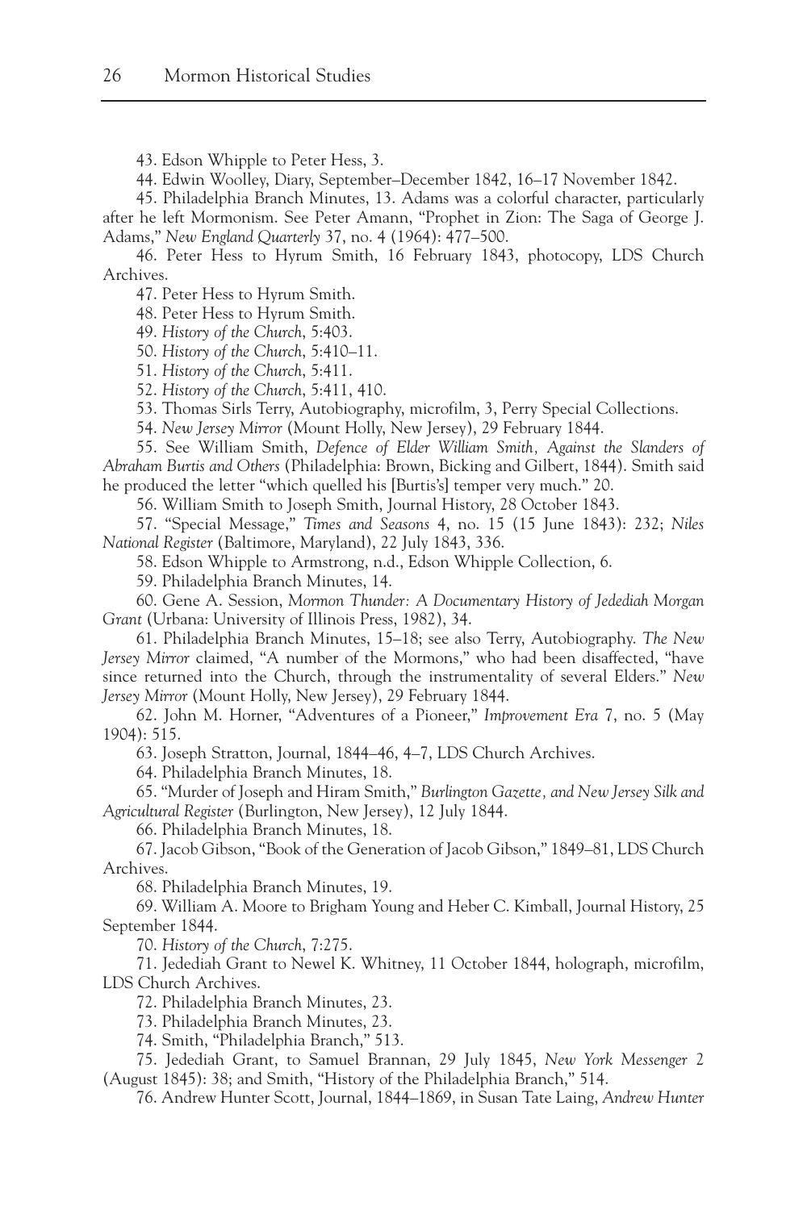43. Edson Whipple to Peter Hess, 3.

44. Edwin Woolley, Diary, September–December 1842, 16–17 November 1842.

45. Philadelphia Branch Minutes, 13. Adams was a colorful character, particularly after he left Mormonism. See Peter Amann, "Prophet in Zion: The Saga of George J. Adams," *New England Quarterly* 37, no. 4 (1964): 477–500.

46. Peter Hess to Hyrum Smith, 16 February 1843, photocopy, LDS Church Archives.

47. Peter Hess to Hyrum Smith.

48. Peter Hess to Hyrum Smith.

49. *History of the Church*, 5:403.

50. *History of the Church*, 5:410–11.

51. *History of the Church*, 5:411.

52. *History of the Church*, 5:411, 410.

53. Thomas Sirls Terry, Autobiography, microfilm, 3, Perry Special Collections.

54. *New Jersey Mirror* (Mount Holly, New Jersey), 29 February 1844.

55. See William Smith, *Defence of Elder William Smith, Against the Slanders of Abraham Burtis and Others* (Philadelphia: Brown, Bicking and Gilbert, 1844). Smith said he produced the letter "which quelled his [Burtis's] temper very much." 20.

56. William Smith to Joseph Smith, Journal History, 28 October 1843.

57. "Special Message," *Times and Seasons* 4, no. 15 (15 June 1843): 232; *Niles National Register* (Baltimore, Maryland), 22 July 1843, 336.

58. Edson Whipple to Armstrong, n.d., Edson Whipple Collection, 6.

59. Philadelphia Branch Minutes, 14.

60. Gene A. Session, *Mormon Thunder: A Documentary History of Jedediah Morgan Grant* (Urbana: University of Illinois Press, 1982), 34.

61. Philadelphia Branch Minutes, 15–18; see also Terry, Autobiography. *The New Jersey Mirror* claimed, "A number of the Mormons," who had been disaffected, "have since returned into the Church, through the instrumentality of several Elders." *New Jersey Mirror* (Mount Holly, New Jersey), 29 February 1844.

62. John M. Horner, "Adventures of a Pioneer," *Improvement Era* 7, no. 5 (May 1904): 515.

63. Joseph Stratton, Journal, 1844–46, 4–7, LDS Church Archives.

64. Philadelphia Branch Minutes, 18.

65. "Murder of Joseph and Hiram Smith," *Burlington Gazette, and New Jersey Silk and Agricultural Register* (Burlington, New Jersey), 12 July 1844.

66. Philadelphia Branch Minutes, 18.

67. Jacob Gibson, "Book of the Generation of Jacob Gibson," 1849–81, LDS Church Archives.

68. Philadelphia Branch Minutes, 19.

69. William A. Moore to Brigham Young and Heber C. Kimball, Journal History, 25 September 1844.

70. *History of the Church*, 7:275.

71. Jedediah Grant to Newel K. Whitney, 11 October 1844, holograph, microfilm, LDS Church Archives.

72. Philadelphia Branch Minutes, 23.

73. Philadelphia Branch Minutes, 23.

74. Smith, "Philadelphia Branch," 513.

75. Jedediah Grant, to Samuel Brannan, 29 July 1845, *New York Messenger* 2 (August 1845): 38; and Smith, "History of the Philadelphia Branch," 514.

76. Andrew Hunter Scott, Journal, 1844–1869, in Susan Tate Laing, *Andrew Hunter*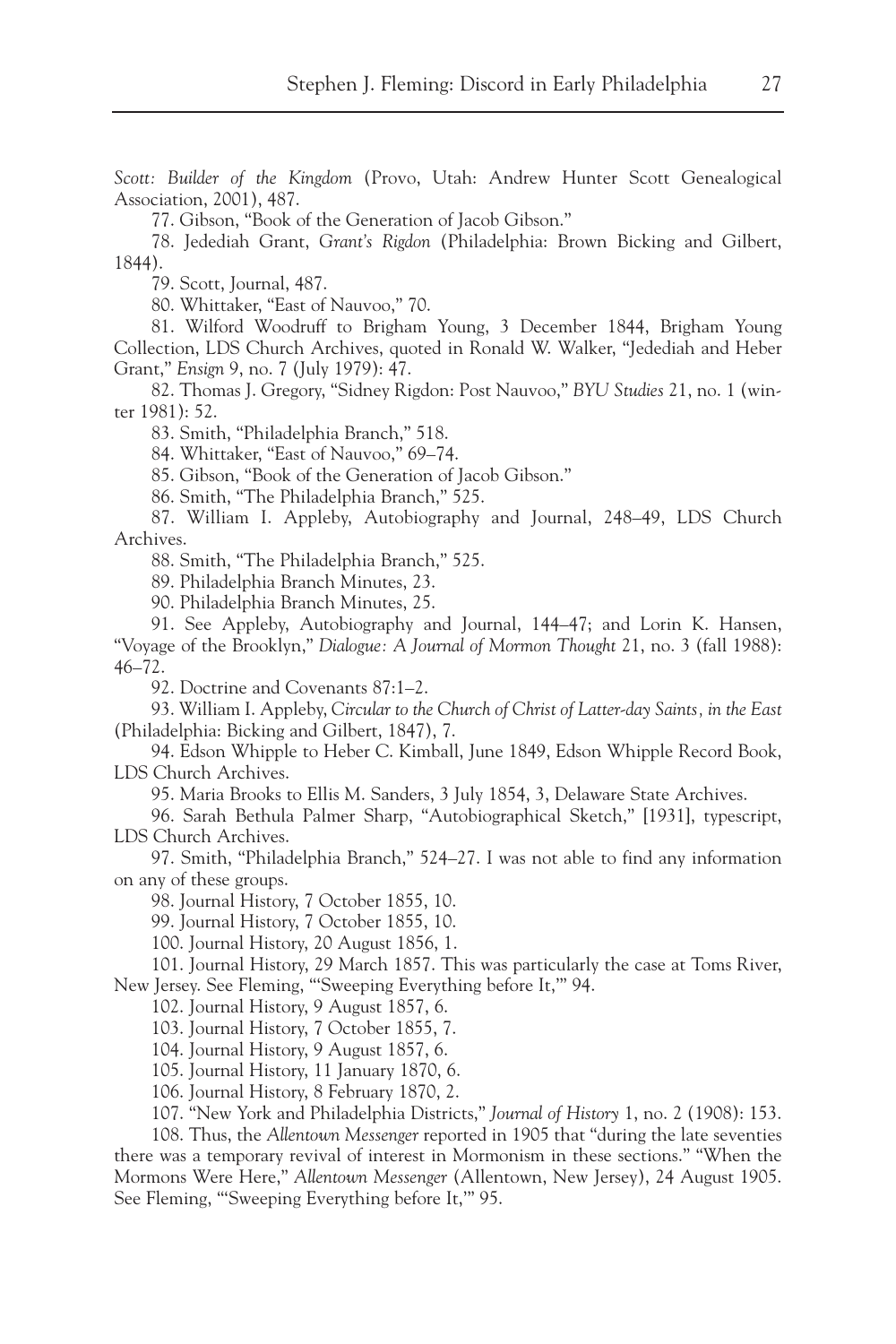*Scott: Builder of the Kingdom* (Provo, Utah: Andrew Hunter Scott Genealogical Association, 2001), 487.

77. Gibson, "Book of the Generation of Jacob Gibson."

78. Jedediah Grant, *Grant's Rigdon* (Philadelphia: Brown Bicking and Gilbert, 1844).

79. Scott, Journal, 487.

80. Whittaker, "East of Nauvoo," 70.

81. Wilford Woodruff to Brigham Young, 3 December 1844, Brigham Young Collection, LDS Church Archives, quoted in Ronald W. Walker, "Jedediah and Heber Grant," *Ensign* 9, no. 7 (July 1979): 47.

82. Thomas J. Gregory, "Sidney Rigdon: Post Nauvoo," *BYU Studies* 21, no. 1 (winter 1981): 52.

83. Smith, "Philadelphia Branch," 518.

84. Whittaker, "East of Nauvoo," 69–74.

85. Gibson, "Book of the Generation of Jacob Gibson."

86. Smith, "The Philadelphia Branch," 525.

87. William I. Appleby, Autobiography and Journal, 248–49, LDS Church Archives.

88. Smith, "The Philadelphia Branch," 525.

89. Philadelphia Branch Minutes, 23.

90. Philadelphia Branch Minutes, 25.

91. See Appleby, Autobiography and Journal, 144–47; and Lorin K. Hansen, "Voyage of the Brooklyn," *Dialogue: A Journal of Mormon Thought* 21, no. 3 (fall 1988): 46–72.

92. Doctrine and Covenants 87:1–2.

93. William I. Appleby, *Circular to the Church of Christ of Latter-day Saints, in the East* (Philadelphia: Bicking and Gilbert, 1847), 7.

94. Edson Whipple to Heber C. Kimball, June 1849, Edson Whipple Record Book, LDS Church Archives.

95. Maria Brooks to Ellis M. Sanders, 3 July 1854, 3, Delaware State Archives.

96. Sarah Bethula Palmer Sharp, "Autobiographical Sketch," [1931], typescript, LDS Church Archives.

97. Smith, "Philadelphia Branch," 524–27. I was not able to find any information on any of these groups.

98. Journal History, 7 October 1855, 10.

99. Journal History, 7 October 1855, 10.

100. Journal History, 20 August 1856, 1.

101. Journal History, 29 March 1857. This was particularly the case at Toms River, New Jersey. See Fleming, "'Sweeping Everything before It,'" 94.

102. Journal History, 9 August 1857, 6.

103. Journal History, 7 October 1855, 7.

104. Journal History, 9 August 1857, 6.

105. Journal History, 11 January 1870, 6.

106. Journal History, 8 February 1870, 2.

107. "New York and Philadelphia Districts," *Journal of History* 1, no. 2 (1908): 153.

108. Thus, the *Allentown Messenger* reported in 1905 that "during the late seventies there was a temporary revival of interest in Mormonism in these sections." "When the Mormons Were Here," *Allentown Messenger* (Allentown, New Jersey), 24 August 1905. See Fleming, "'Sweeping Everything before It,'" 95.